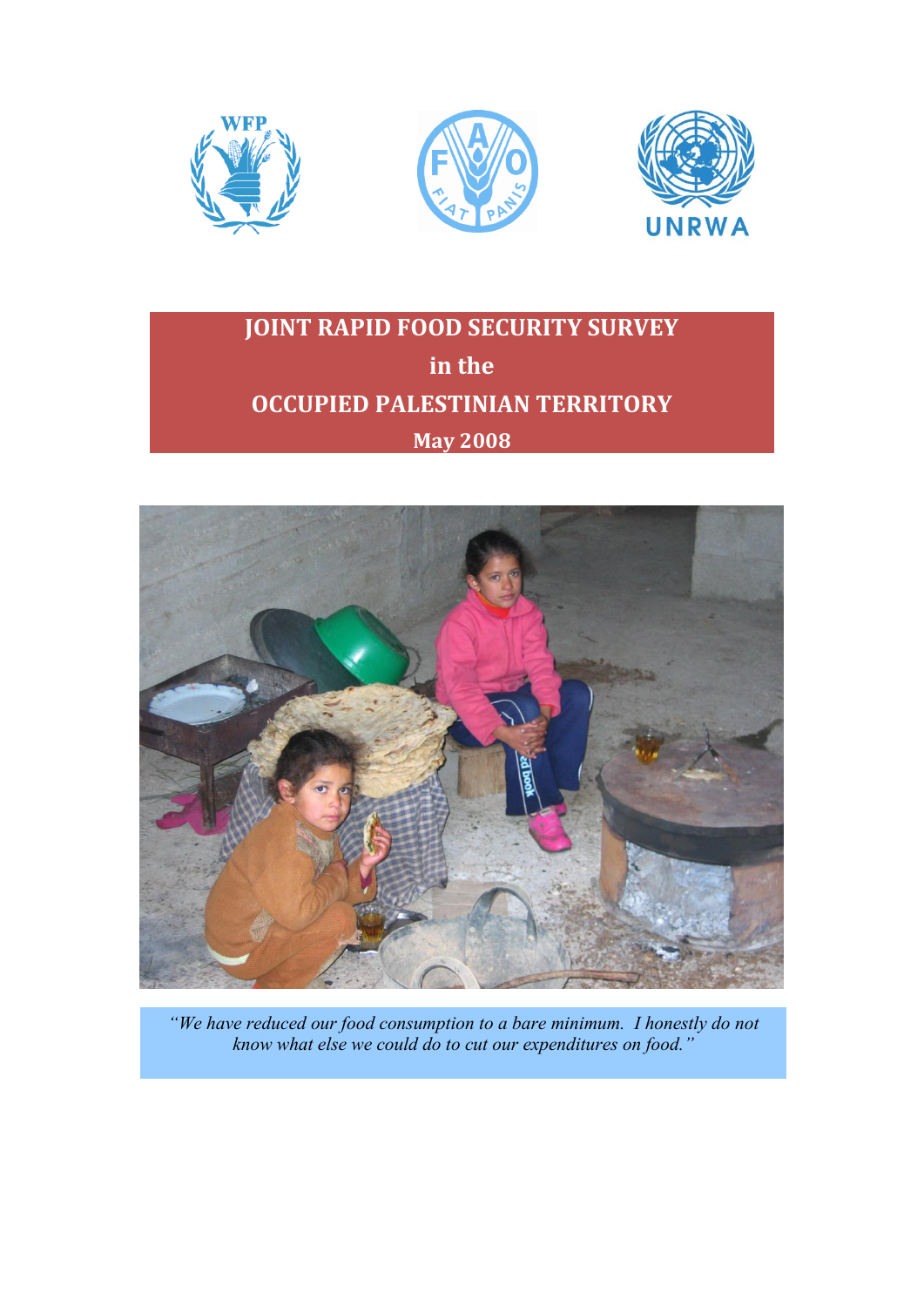# JOINT RAPID FOOD SECURITY SURVEY in the OCCUPIED PALESTINIAN TERRITORY

**May 2008**

*"We have reduced our food consumption to a bare minimum. I honestly do not know what else we could do to cut our expenditures on food."*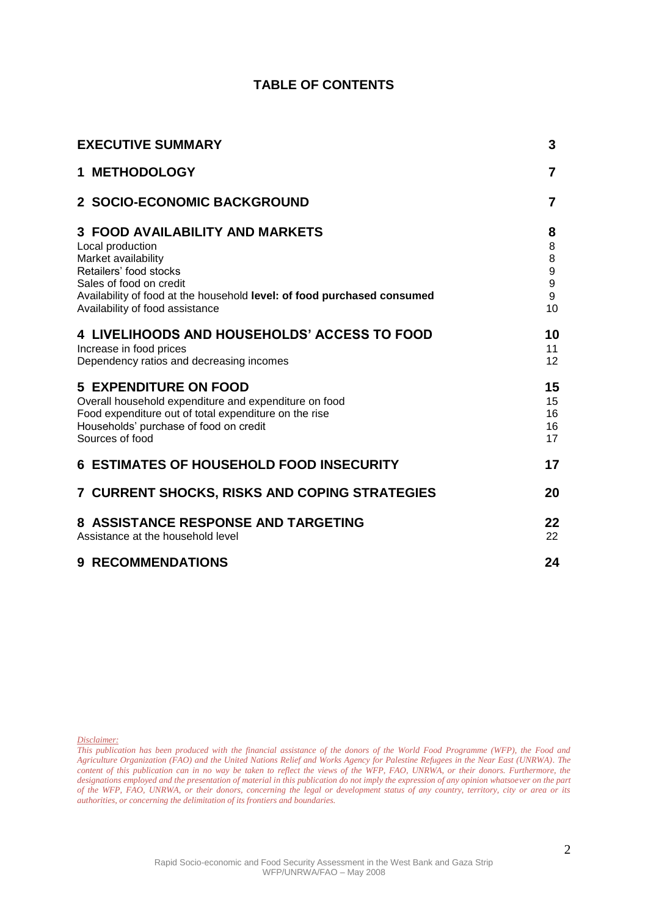## TABLE OF CONTENTS

| | |
|---|---|
| **EXECUTIVE SUMMARY** | **3** |
| **1 METHODOLOGY** | **7** |
| **2 SOCIO-ECONOMIC BACKGROUND** | **7** |
| **3 FOOD AVAILABILITY AND MARKETS** | **8** |
| Local production | 8 |
| Market availability | 8 |
| Retailers' food stocks | 9 |
| Sales of food on credit | 9 |
| Availability of food at the household **level: of food purchased consumed** | 9 |
| Availability of food assistance | 10 |
| **4 LIVELIHOODS AND HOUSEHOLDS' ACCESS TO FOOD** | **10** |
| Increase in food prices | 11 |
| Dependency ratios and decreasing incomes | 12 |
| **5 EXPENDITURE ON FOOD** | **15** |
| Overall household expenditure and expenditure on food | 15 |
| Food expenditure out of total expenditure on the rise | 16 |
| Households' purchase of food on credit | 16 |
| Sources of food | 17 |
| **6 ESTIMATES OF HOUSEHOLD FOOD INSECURITY** | **17** |
| **7 CURRENT SHOCKS, RISKS AND COPING STRATEGIES** | **20** |
| **8 ASSISTANCE RESPONSE AND TARGETING** | **22** |
| Assistance at the household level | 22 |
| **9 RECOMMENDATIONS** | **24** |

*Disclaimer:*

*This publication has been produced with the financial assistance of the donors of the World Food Programme (WFP), the Food and Agriculture Organization (FAO) and the United Nations Relief and Works Agency for Palestine Refugees in the Near East (UNRWA). The content of this publication can in no way be taken to reflect the views of the WFP, FAO, UNRWA, or their donors. Furthermore, the designations employed and the presentation of material in this publication do not imply the expression of any opinion whatsoever on the part of the WFP, FAO, UNRWA, or their donors, concerning the legal or development status of any country, territory, city or area or its authorities, or concerning the delimitation of its frontiers and boundaries.*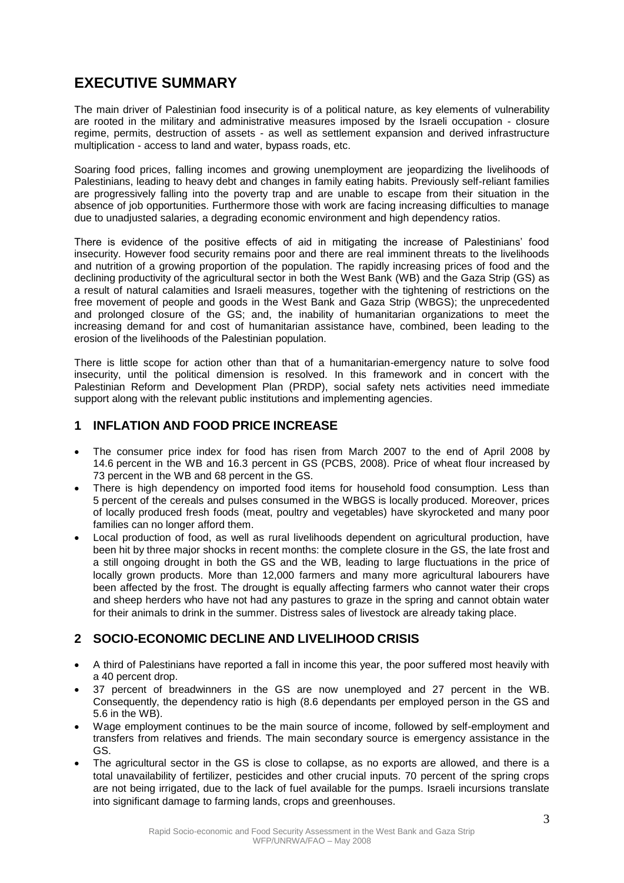# EXECUTIVE SUMMARY

The main driver of Palestinian food insecurity is of a political nature, as key elements of vulnerability are rooted in the military and administrative measures imposed by the Israeli occupation - closure regime, permits, destruction of assets - as well as settlement expansion and derived infrastructure multiplication - access to land and water, bypass roads, etc.

Soaring food prices, falling incomes and growing unemployment are jeopardizing the livelihoods of Palestinians, leading to heavy debt and changes in family eating habits. Previously self-reliant families are progressively falling into the poverty trap and are unable to escape from their situation in the absence of job opportunities. Furthermore those with work are facing increasing difficulties to manage due to unadjusted salaries, a degrading economic environment and high dependency ratios.

There is evidence of the positive effects of aid in mitigating the increase of Palestinians' food insecurity. However food security remains poor and there are real imminent threats to the livelihoods and nutrition of a growing proportion of the population. The rapidly increasing prices of food and the declining productivity of the agricultural sector in both the West Bank (WB) and the Gaza Strip (GS) as a result of natural calamities and Israeli measures, together with the tightening of restrictions on the free movement of people and goods in the West Bank and Gaza Strip (WBGS); the unprecedented and prolonged closure of the GS; and, the inability of humanitarian organizations to meet the increasing demand for and cost of humanitarian assistance have, combined, been leading to the erosion of the livelihoods of the Palestinian population.

There is little scope for action other than that of a humanitarian-emergency nature to solve food insecurity, until the political dimension is resolved. In this framework and in concert with the Palestinian Reform and Development Plan (PRDP), social safety nets activities need immediate support along with the relevant public institutions and implementing agencies.

## 1 INFLATION AND FOOD PRICE INCREASE

- The consumer price index for food has risen from March 2007 to the end of April 2008 by 14.6 percent in the WB and 16.3 percent in GS (PCBS, 2008). Price of wheat flour increased by 73 percent in the WB and 68 percent in the GS.
- There is high dependency on imported food items for household food consumption. Less than 5 percent of the cereals and pulses consumed in the WBGS is locally produced. Moreover, prices of locally produced fresh foods (meat, poultry and vegetables) have skyrocketed and many poor families can no longer afford them.
- Local production of food, as well as rural livelihoods dependent on agricultural production, have been hit by three major shocks in recent months: the complete closure in the GS, the late frost and a still ongoing drought in both the GS and the WB, leading to large fluctuations in the price of locally grown products. More than 12,000 farmers and many more agricultural labourers have been affected by the frost. The drought is equally affecting farmers who cannot water their crops and sheep herders who have not had any pastures to graze in the spring and cannot obtain water for their animals to drink in the summer. Distress sales of livestock are already taking place.

## 2 SOCIO-ECONOMIC DECLINE AND LIVELIHOOD CRISIS

- A third of Palestinians have reported a fall in income this year, the poor suffered most heavily with a 40 percent drop.
- 37 percent of breadwinners in the GS are now unemployed and 27 percent in the WB. Consequently, the dependency ratio is high (8.6 dependants per employed person in the GS and 5.6 in the WB).
- Wage employment continues to be the main source of income, followed by self-employment and transfers from relatives and friends. The main secondary source is emergency assistance in the GS.
- The agricultural sector in the GS is close to collapse, as no exports are allowed, and there is a total unavailability of fertilizer, pesticides and other crucial inputs. 70 percent of the spring crops are not being irrigated, due to the lack of fuel available for the pumps. Israeli incursions translate into significant damage to farming lands, crops and greenhouses.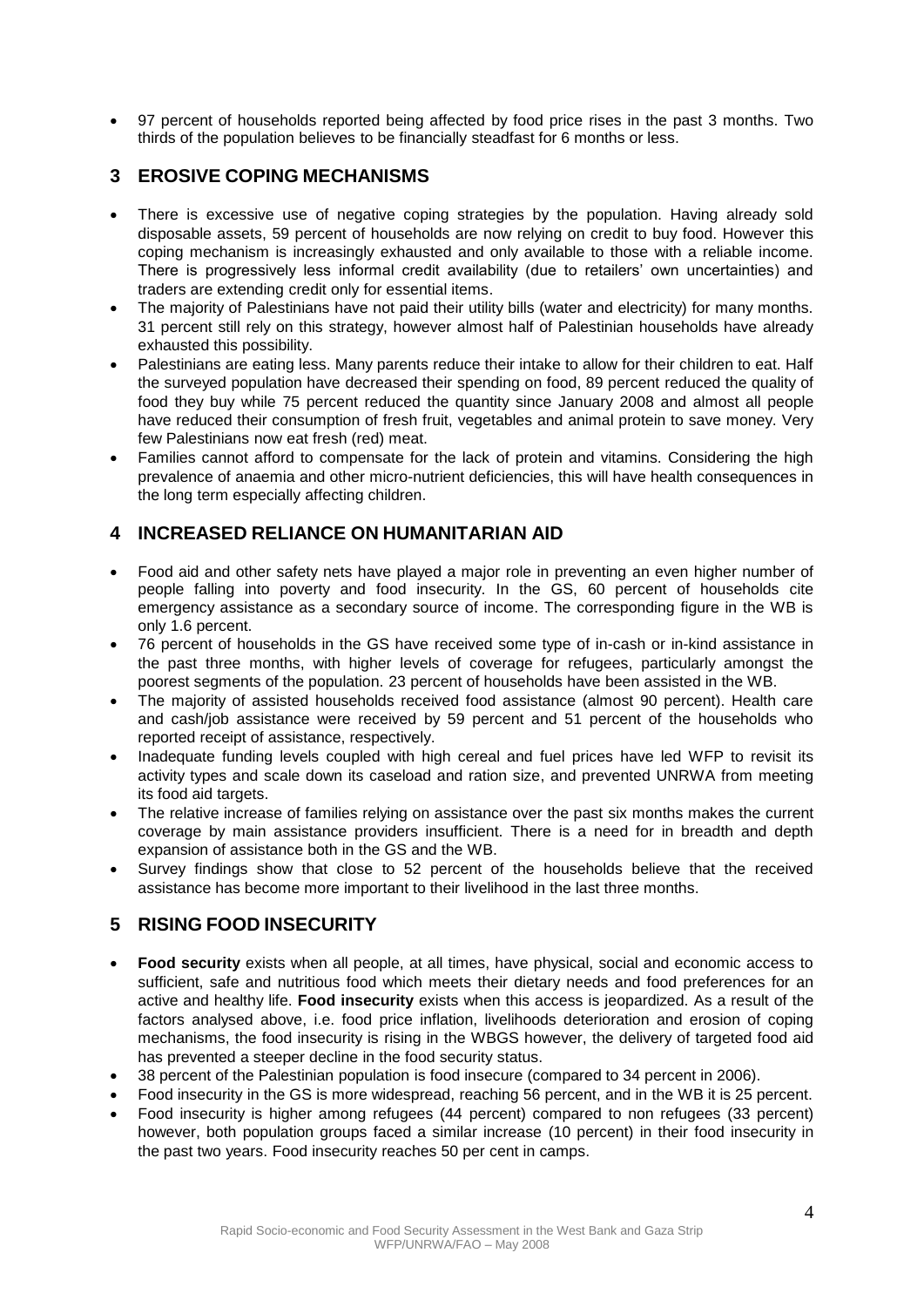- 97 percent of households reported being affected by food price rises in the past 3 months. Two thirds of the population believes to be financially steadfast for 6 months or less.

## 3 EROSIVE COPING MECHANISMS

- There is excessive use of negative coping strategies by the population. Having already sold disposable assets, 59 percent of households are now relying on credit to buy food. However this coping mechanism is increasingly exhausted and only available to those with a reliable income. There is progressively less informal credit availability (due to retailers' own uncertainties) and traders are extending credit only for essential items.
- The majority of Palestinians have not paid their utility bills (water and electricity) for many months. 31 percent still rely on this strategy, however almost half of Palestinian households have already exhausted this possibility.
- Palestinians are eating less. Many parents reduce their intake to allow for their children to eat. Half the surveyed population have decreased their spending on food, 89 percent reduced the quality of food they buy while 75 percent reduced the quantity since January 2008 and almost all people have reduced their consumption of fresh fruit, vegetables and animal protein to save money. Very few Palestinians now eat fresh (red) meat.
- Families cannot afford to compensate for the lack of protein and vitamins. Considering the high prevalence of anaemia and other micro-nutrient deficiencies, this will have health consequences in the long term especially affecting children.

## 4 INCREASED RELIANCE ON HUMANITARIAN AID

- Food aid and other safety nets have played a major role in preventing an even higher number of people falling into poverty and food insecurity. In the GS, 60 percent of households cite emergency assistance as a secondary source of income. The corresponding figure in the WB is only 1.6 percent.
- 76 percent of households in the GS have received some type of in-cash or in-kind assistance in the past three months, with higher levels of coverage for refugees, particularly amongst the poorest segments of the population. 23 percent of households have been assisted in the WB.
- The majority of assisted households received food assistance (almost 90 percent). Health care and cash/job assistance were received by 59 percent and 51 percent of the households who reported receipt of assistance, respectively.
- Inadequate funding levels coupled with high cereal and fuel prices have led WFP to revisit its activity types and scale down its caseload and ration size, and prevented UNRWA from meeting its food aid targets.
- The relative increase of families relying on assistance over the past six months makes the current coverage by main assistance providers insufficient. There is a need for in breadth and depth expansion of assistance both in the GS and the WB.
- Survey findings show that close to 52 percent of the households believe that the received assistance has become more important to their livelihood in the last three months.

## 5 RISING FOOD INSECURITY

- **Food security** exists when all people, at all times, have physical, social and economic access to sufficient, safe and nutritious food which meets their dietary needs and food preferences for an active and healthy life. **Food insecurity** exists when this access is jeopardized. As a result of the factors analysed above, i.e. food price inflation, livelihoods deterioration and erosion of coping mechanisms, the food insecurity is rising in the WBGS however, the delivery of targeted food aid has prevented a steeper decline in the food security status.
- 38 percent of the Palestinian population is food insecure (compared to 34 percent in 2006).
- Food insecurity in the GS is more widespread, reaching 56 percent, and in the WB it is 25 percent.
- Food insecurity is higher among refugees (44 percent) compared to non refugees (33 percent) however, both population groups faced a similar increase (10 percent) in their food insecurity in the past two years. Food insecurity reaches 50 per cent in camps.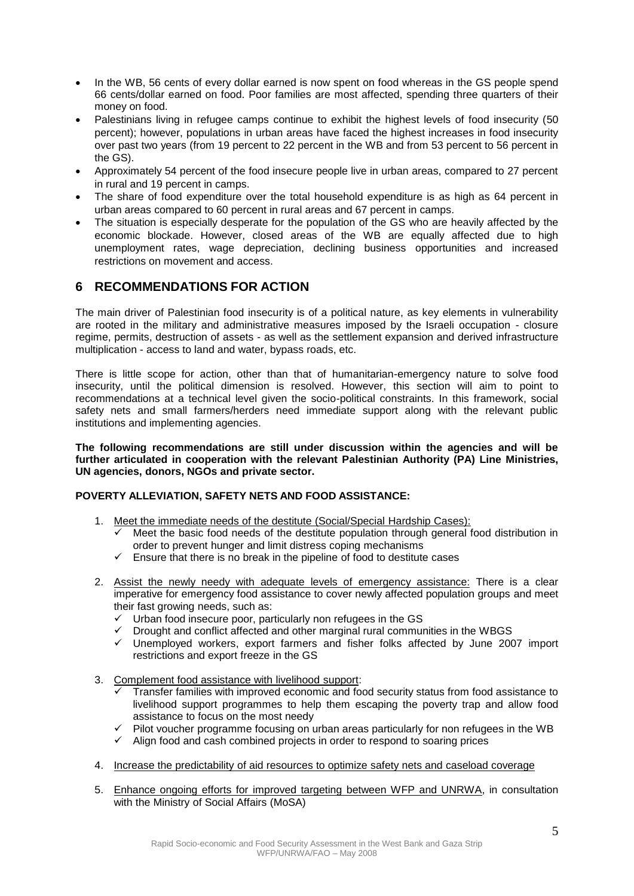- In the WB, 56 cents of every dollar earned is now spent on food whereas in the GS people spend 66 cents/dollar earned on food. Poor families are most affected, spending three quarters of their money on food.
- Palestinians living in refugee camps continue to exhibit the highest levels of food insecurity (50 percent); however, populations in urban areas have faced the highest increases in food insecurity over past two years (from 19 percent to 22 percent in the WB and from 53 percent to 56 percent in the GS).
- Approximately 54 percent of the food insecure people live in urban areas, compared to 27 percent in rural and 19 percent in camps.
- The share of food expenditure over the total household expenditure is as high as 64 percent in urban areas compared to 60 percent in rural areas and 67 percent in camps.
- The situation is especially desperate for the population of the GS who are heavily affected by the economic blockade. However, closed areas of the WB are equally affected due to high unemployment rates, wage depreciation, declining business opportunities and increased restrictions on movement and access.

# 6 RECOMMENDATIONS FOR ACTION

The main driver of Palestinian food insecurity is of a political nature, as key elements in vulnerability are rooted in the military and administrative measures imposed by the Israeli occupation - closure regime, permits, destruction of assets - as well as the settlement expansion and derived infrastructure multiplication - access to land and water, bypass roads, etc.

There is little scope for action, other than that of humanitarian-emergency nature to solve food insecurity, until the political dimension is resolved. However, this section will aim to point to recommendations at a technical level given the socio-political constraints. In this framework, social safety nets and small farmers/herders need immediate support along with the relevant public institutions and implementing agencies.

**The following recommendations are still under discussion within the agencies and will be further articulated in cooperation with the relevant Palestinian Authority (PA) Line Ministries, UN agencies, donors, NGOs and private sector.**

**POVERTY ALLEVIATION, SAFETY NETS AND FOOD ASSISTANCE:**

1. Meet the immediate needs of the destitute (Social/Special Hardship Cases):
   - ✓ Meet the basic food needs of the destitute population through general food distribution in order to prevent hunger and limit distress coping mechanisms
   - ✓ Ensure that there is no break in the pipeline of food to destitute cases
2. Assist the newly needy with adequate levels of emergency assistance: There is a clear imperative for emergency food assistance to cover newly affected population groups and meet their fast growing needs, such as:
   - ✓ Urban food insecure poor, particularly non refugees in the GS
   - ✓ Drought and conflict affected and other marginal rural communities in the WBGS
   - ✓ Unemployed workers, export farmers and fisher folks affected by June 2007 import restrictions and export freeze in the GS
3. Complement food assistance with livelihood support:
   - ✓ Transfer families with improved economic and food security status from food assistance to livelihood support programmes to help them escaping the poverty trap and allow food assistance to focus on the most needy
   - ✓ Pilot voucher programme focusing on urban areas particularly for non refugees in the WB
   - ✓ Align food and cash combined projects in order to respond to soaring prices
4. Increase the predictability of aid resources to optimize safety nets and caseload coverage
5. Enhance ongoing efforts for improved targeting between WFP and UNRWA, in consultation with the Ministry of Social Affairs (MoSA)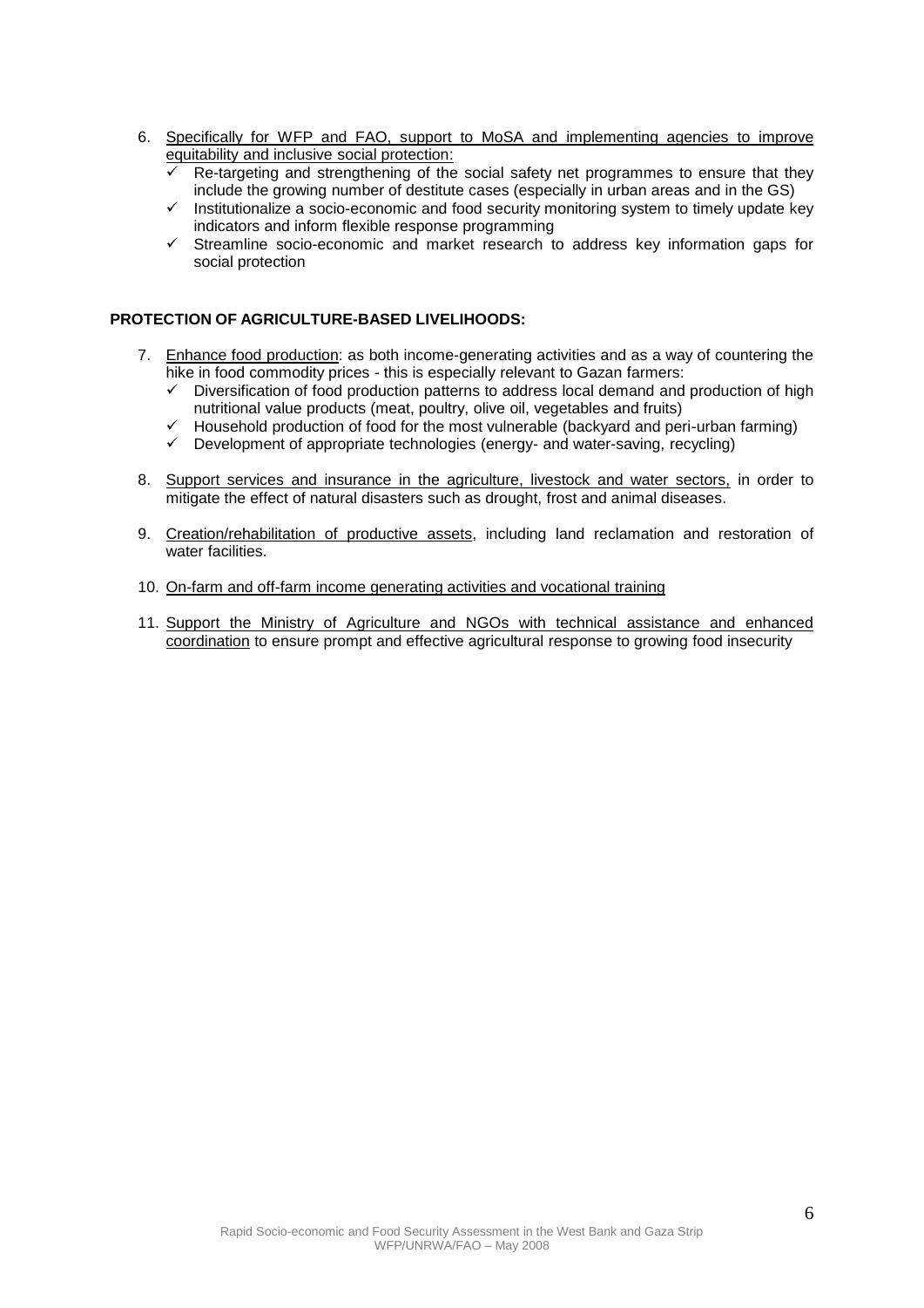6. Specifically for WFP and FAO, support to MoSA and implementing agencies to improve equitability and inclusive social protection:
   - ✓ Re-targeting and strengthening of the social safety net programmes to ensure that they include the growing number of destitute cases (especially in urban areas and in the GS)
   - ✓ Institutionalize a socio-economic and food security monitoring system to timely update key indicators and inform flexible response programming
   - ✓ Streamline socio-economic and market research to address key information gaps for social protection

**PROTECTION OF AGRICULTURE-BASED LIVELIHOODS:**

7. Enhance food production: as both income-generating activities and as a way of countering the hike in food commodity prices - this is especially relevant to Gazan farmers:
   - ✓ Diversification of food production patterns to address local demand and production of high nutritional value products (meat, poultry, olive oil, vegetables and fruits)
   - ✓ Household production of food for the most vulnerable (backyard and peri-urban farming)
   - ✓ Development of appropriate technologies (energy- and water-saving, recycling)

8. Support services and insurance in the agriculture, livestock and water sectors, in order to mitigate the effect of natural disasters such as drought, frost and animal diseases.

9. Creation/rehabilitation of productive assets, including land reclamation and restoration of water facilities.

10. On-farm and off-farm income generating activities and vocational training

11. Support the Ministry of Agriculture and NGOs with technical assistance and enhanced coordination to ensure prompt and effective agricultural response to growing food insecurity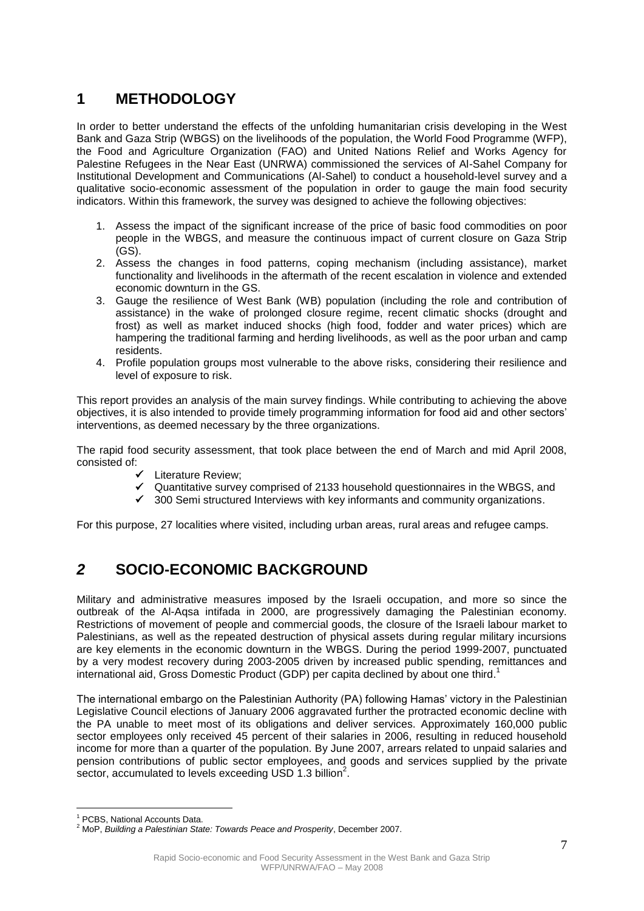# 1 METHODOLOGY

In order to better understand the effects of the unfolding humanitarian crisis developing in the West Bank and Gaza Strip (WBGS) on the livelihoods of the population, the World Food Programme (WFP), the Food and Agriculture Organization (FAO) and United Nations Relief and Works Agency for Palestine Refugees in the Near East (UNRWA) commissioned the services of Al-Sahel Company for Institutional Development and Communications (Al-Sahel) to conduct a household-level survey and a qualitative socio-economic assessment of the population in order to gauge the main food security indicators. Within this framework, the survey was designed to achieve the following objectives:

1. Assess the impact of the significant increase of the price of basic food commodities on poor people in the WBGS, and measure the continuous impact of current closure on Gaza Strip (GS).
2. Assess the changes in food patterns, coping mechanism (including assistance), market functionality and livelihoods in the aftermath of the recent escalation in violence and extended economic downturn in the GS.
3. Gauge the resilience of West Bank (WB) population (including the role and contribution of assistance) in the wake of prolonged closure regime, recent climatic shocks (drought and frost) as well as market induced shocks (high food, fodder and water prices) which are hampering the traditional farming and herding livelihoods, as well as the poor urban and camp residents.
4. Profile population groups most vulnerable to the above risks, considering their resilience and level of exposure to risk.

This report provides an analysis of the main survey findings. While contributing to achieving the above objectives, it is also intended to provide timely programming information for food aid and other sectors' interventions, as deemed necessary by the three organizations.

The rapid food security assessment, that took place between the end of March and mid April 2008, consisted of:

- ✓ Literature Review;
- ✓ Quantitative survey comprised of 2133 household questionnaires in the WBGS, and
- ✓ 300 Semi structured Interviews with key informants and community organizations.

For this purpose, 27 localities where visited, including urban areas, rural areas and refugee camps.

# *2* SOCIO-ECONOMIC BACKGROUND

Military and administrative measures imposed by the Israeli occupation, and more so since the outbreak of the Al-Aqsa intifada in 2000, are progressively damaging the Palestinian economy. Restrictions of movement of people and commercial goods, the closure of the Israeli labour market to Palestinians, as well as the repeated destruction of physical assets during regular military incursions are key elements in the economic downturn in the WBGS. During the period 1999-2007, punctuated by a very modest recovery during 2003-2005 driven by increased public spending, remittances and international aid, Gross Domestic Product (GDP) per capita declined by about one third.[1]

The international embargo on the Palestinian Authority (PA) following Hamas' victory in the Palestinian Legislative Council elections of January 2006 aggravated further the protracted economic decline with the PA unable to meet most of its obligations and deliver services. Approximately 160,000 public sector employees only received 45 percent of their salaries in 2006, resulting in reduced household income for more than a quarter of the population. By June 2007, arrears related to unpaid salaries and pension contributions of public sector employees, and goods and services supplied by the private sector, accumulated to levels exceeding USD 1.3 billion[2].

[1] PCBS, National Accounts Data.

[2] MoP, *Building a Palestinian State: Towards Peace and Prosperity*, December 2007.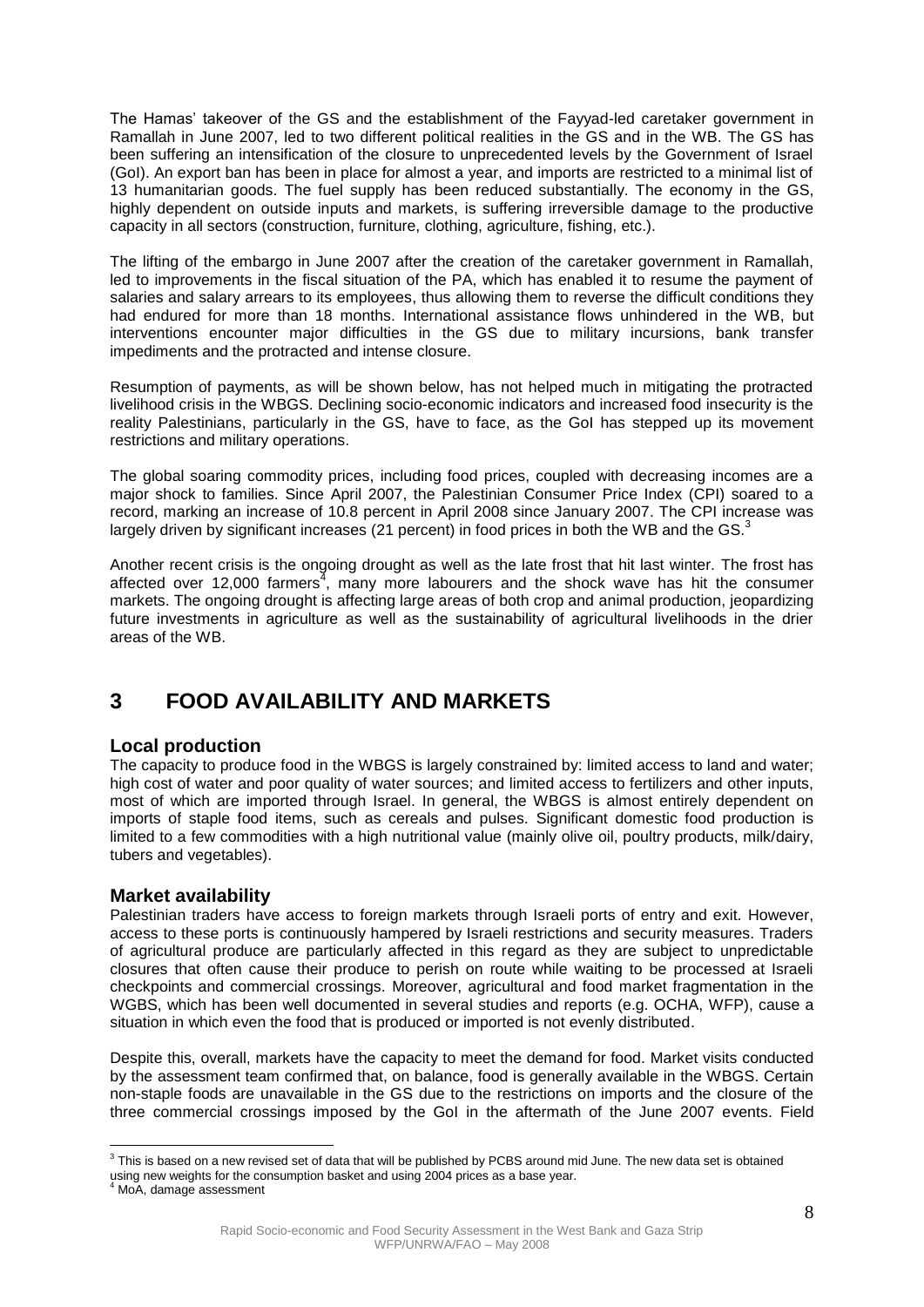The Hamas' takeover of the GS and the establishment of the Fayyad-led caretaker government in Ramallah in June 2007, led to two different political realities in the GS and in the WB. The GS has been suffering an intensification of the closure to unprecedented levels by the Government of Israel (GoI). An export ban has been in place for almost a year, and imports are restricted to a minimal list of 13 humanitarian goods. The fuel supply has been reduced substantially. The economy in the GS, highly dependent on outside inputs and markets, is suffering irreversible damage to the productive capacity in all sectors (construction, furniture, clothing, agriculture, fishing, etc.).

The lifting of the embargo in June 2007 after the creation of the caretaker government in Ramallah, led to improvements in the fiscal situation of the PA, which has enabled it to resume the payment of salaries and salary arrears to its employees, thus allowing them to reverse the difficult conditions they had endured for more than 18 months. International assistance flows unhindered in the WB, but interventions encounter major difficulties in the GS due to military incursions, bank transfer impediments and the protracted and intense closure.

Resumption of payments, as will be shown below, has not helped much in mitigating the protracted livelihood crisis in the WBGS. Declining socio-economic indicators and increased food insecurity is the reality Palestinians, particularly in the GS, have to face, as the GoI has stepped up its movement restrictions and military operations.

The global soaring commodity prices, including food prices, coupled with decreasing incomes are a major shock to families. Since April 2007, the Palestinian Consumer Price Index (CPI) soared to a record, marking an increase of 10.8 percent in April 2008 since January 2007. The CPI increase was largely driven by significant increases (21 percent) in food prices in both the WB and the GS.[3]

Another recent crisis is the ongoing drought as well as the late frost that hit last winter. The frost has affected over 12,000 farmers[4], many more labourers and the shock wave has hit the consumer markets. The ongoing drought is affecting large areas of both crop and animal production, jeopardizing future investments in agriculture as well as the sustainability of agricultural livelihoods in the drier areas of the WB.

# 3 FOOD AVAILABILITY AND MARKETS

## Local production

The capacity to produce food in the WBGS is largely constrained by: limited access to land and water; high cost of water and poor quality of water sources; and limited access to fertilizers and other inputs, most of which are imported through Israel. In general, the WBGS is almost entirely dependent on imports of staple food items, such as cereals and pulses. Significant domestic food production is limited to a few commodities with a high nutritional value (mainly olive oil, poultry products, milk/dairy, tubers and vegetables).

## Market availability

Palestinian traders have access to foreign markets through Israeli ports of entry and exit. However, access to these ports is continuously hampered by Israeli restrictions and security measures. Traders of agricultural produce are particularly affected in this regard as they are subject to unpredictable closures that often cause their produce to perish on route while waiting to be processed at Israeli checkpoints and commercial crossings. Moreover, agricultural and food market fragmentation in the WGBS, which has been well documented in several studies and reports (e.g. OCHA, WFP), cause a situation in which even the food that is produced or imported is not evenly distributed.

Despite this, overall, markets have the capacity to meet the demand for food. Market visits conducted by the assessment team confirmed that, on balance, food is generally available in the WBGS. Certain non-staple foods are unavailable in the GS due to the restrictions on imports and the closure of the three commercial crossings imposed by the GoI in the aftermath of the June 2007 events. Field

---

[3] This is based on a new revised set of data that will be published by PCBS around mid June. The new data set is obtained using new weights for the consumption basket and using 2004 prices as a base year.

[4] MoA, damage assessment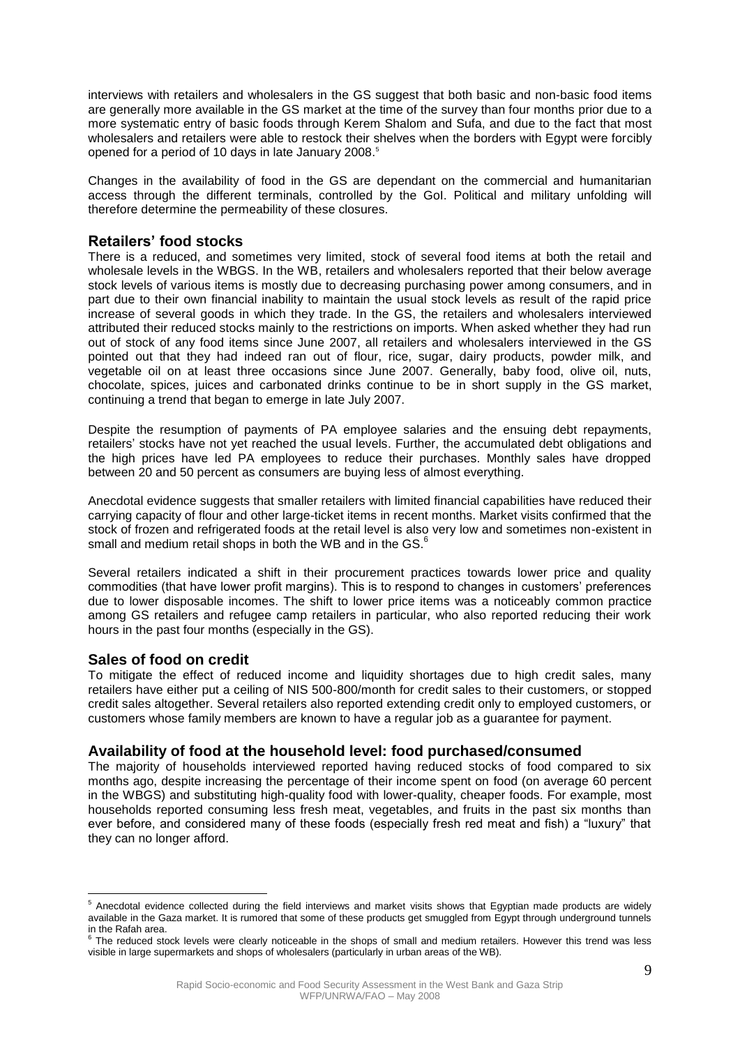interviews with retailers and wholesalers in the GS suggest that both basic and non-basic food items are generally more available in the GS market at the time of the survey than four months prior due to a more systematic entry of basic foods through Kerem Shalom and Sufa, and due to the fact that most wholesalers and retailers were able to restock their shelves when the borders with Egypt were forcibly opened for a period of 10 days in late January 2008.[5]

Changes in the availability of food in the GS are dependant on the commercial and humanitarian access through the different terminals, controlled by the GoI. Political and military unfolding will therefore determine the permeability of these closures.

## Retailers' food stocks

There is a reduced, and sometimes very limited, stock of several food items at both the retail and wholesale levels in the WBGS. In the WB, retailers and wholesalers reported that their below average stock levels of various items is mostly due to decreasing purchasing power among consumers, and in part due to their own financial inability to maintain the usual stock levels as result of the rapid price increase of several goods in which they trade. In the GS, the retailers and wholesalers interviewed attributed their reduced stocks mainly to the restrictions on imports. When asked whether they had run out of stock of any food items since June 2007, all retailers and wholesalers interviewed in the GS pointed out that they had indeed ran out of flour, rice, sugar, dairy products, powder milk, and vegetable oil on at least three occasions since June 2007. Generally, baby food, olive oil, nuts, chocolate, spices, juices and carbonated drinks continue to be in short supply in the GS market, continuing a trend that began to emerge in late July 2007.

Despite the resumption of payments of PA employee salaries and the ensuing debt repayments, retailers' stocks have not yet reached the usual levels. Further, the accumulated debt obligations and the high prices have led PA employees to reduce their purchases. Monthly sales have dropped between 20 and 50 percent as consumers are buying less of almost everything.

Anecdotal evidence suggests that smaller retailers with limited financial capabilities have reduced their carrying capacity of flour and other large-ticket items in recent months. Market visits confirmed that the stock of frozen and refrigerated foods at the retail level is also very low and sometimes non-existent in small and medium retail shops in both the WB and in the GS.[6]

Several retailers indicated a shift in their procurement practices towards lower price and quality commodities (that have lower profit margins). This is to respond to changes in customers' preferences due to lower disposable incomes. The shift to lower price items was a noticeably common practice among GS retailers and refugee camp retailers in particular, who also reported reducing their work hours in the past four months (especially in the GS).

## Sales of food on credit

To mitigate the effect of reduced income and liquidity shortages due to high credit sales, many retailers have either put a ceiling of NIS 500-800/month for credit sales to their customers, or stopped credit sales altogether. Several retailers also reported extending credit only to employed customers, or customers whose family members are known to have a regular job as a guarantee for payment.

## Availability of food at the household level: food purchased/consumed

The majority of households interviewed reported having reduced stocks of food compared to six months ago, despite increasing the percentage of their income spent on food (on average 60 percent in the WBGS) and substituting high-quality food with lower-quality, cheaper foods. For example, most households reported consuming less fresh meat, vegetables, and fruits in the past six months than ever before, and considered many of these foods (especially fresh red meat and fish) a "luxury" that they can no longer afford.

---

[5] Anecdotal evidence collected during the field interviews and market visits shows that Egyptian made products are widely available in the Gaza market. It is rumored that some of these products get smuggled from Egypt through underground tunnels in the Rafah area.

[6] The reduced stock levels were clearly noticeable in the shops of small and medium retailers. However this trend was less visible in large supermarkets and shops of wholesalers (particularly in urban areas of the WB).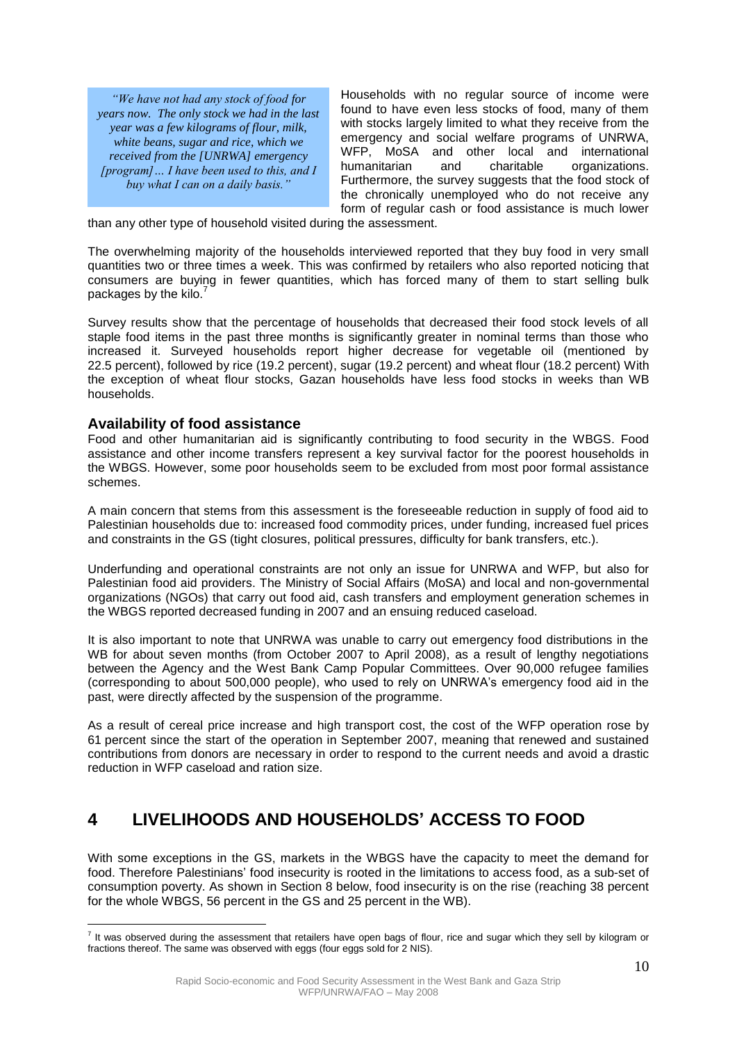*"We have not had any stock of food for years now. The only stock we had in the last year was a few kilograms of flour, milk, white beans, sugar and rice, which we received from the [UNRWA] emergency [program]... I have been used to this, and I buy what I can on a daily basis."*

Households with no regular source of income were found to have even less stocks of food, many of them with stocks largely limited to what they receive from the emergency and social welfare programs of UNRWA, WFP, MoSA and other local and international humanitarian and charitable organizations. Furthermore, the survey suggests that the food stock of the chronically unemployed who do not receive any form of regular cash or food assistance is much lower than any other type of household visited during the assessment.

The overwhelming majority of the households interviewed reported that they buy food in very small quantities two or three times a week. This was confirmed by retailers who also reported noticing that consumers are buying in fewer quantities, which has forced many of them to start selling bulk packages by the kilo.[7]

Survey results show that the percentage of households that decreased their food stock levels of all staple food items in the past three months is significantly greater in nominal terms than those who increased it. Surveyed households report higher decrease for vegetable oil (mentioned by 22.5 percent), followed by rice (19.2 percent), sugar (19.2 percent) and wheat flour (18.2 percent) With the exception of wheat flour stocks, Gazan households have less food stocks in weeks than WB households.

### Availability of food assistance

Food and other humanitarian aid is significantly contributing to food security in the WBGS. Food assistance and other income transfers represent a key survival factor for the poorest households in the WBGS. However, some poor households seem to be excluded from most poor formal assistance schemes.

A main concern that stems from this assessment is the foreseeable reduction in supply of food aid to Palestinian households due to: increased food commodity prices, under funding, increased fuel prices and constraints in the GS (tight closures, political pressures, difficulty for bank transfers, etc.).

Underfunding and operational constraints are not only an issue for UNRWA and WFP, but also for Palestinian food aid providers. The Ministry of Social Affairs (MoSA) and local and non-governmental organizations (NGOs) that carry out food aid, cash transfers and employment generation schemes in the WBGS reported decreased funding in 2007 and an ensuing reduced caseload.

It is also important to note that UNRWA was unable to carry out emergency food distributions in the WB for about seven months (from October 2007 to April 2008), as a result of lengthy negotiations between the Agency and the West Bank Camp Popular Committees. Over 90,000 refugee families (corresponding to about 500,000 people), who used to rely on UNRWA's emergency food aid in the past, were directly affected by the suspension of the programme.

As a result of cereal price increase and high transport cost, the cost of the WFP operation rose by 61 percent since the start of the operation in September 2007, meaning that renewed and sustained contributions from donors are necessary in order to respond to the current needs and avoid a drastic reduction in WFP caseload and ration size.

# 4 LIVELIHOODS AND HOUSEHOLDS' ACCESS TO FOOD

With some exceptions in the GS, markets in the WBGS have the capacity to meet the demand for food. Therefore Palestinians' food insecurity is rooted in the limitations to access food, as a sub-set of consumption poverty. As shown in Section 8 below, food insecurity is on the rise (reaching 38 percent for the whole WBGS, 56 percent in the GS and 25 percent in the WB).

[7] It was observed during the assessment that retailers have open bags of flour, rice and sugar which they sell by kilogram or fractions thereof. The same was observed with eggs (four eggs sold for 2 NIS).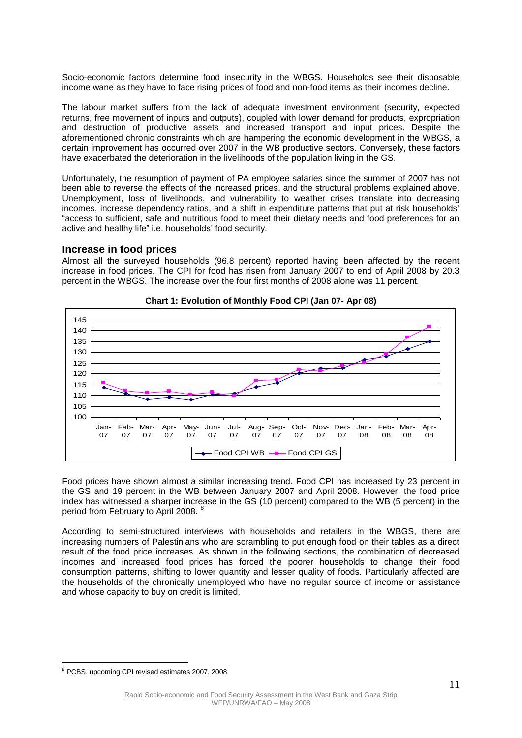Socio-economic factors determine food insecurity in the WBGS. Households see their disposable income wane as they have to face rising prices of food and non-food items as their incomes decline.

The labour market suffers from the lack of adequate investment environment (security, expected returns, free movement of inputs and outputs), coupled with lower demand for products, expropriation and destruction of productive assets and increased transport and input prices. Despite the aforementioned chronic constraints which are hampering the economic development in the WBGS, a certain improvement has occurred over 2007 in the WB productive sectors. Conversely, these factors have exacerbated the deterioration in the livelihoods of the population living in the GS.

Unfortunately, the resumption of payment of PA employee salaries since the summer of 2007 has not been able to reverse the effects of the increased prices, and the structural problems explained above. Unemployment, loss of livelihoods, and vulnerability to weather crises translate into decreasing incomes, increase dependency ratios, and a shift in expenditure patterns that put at risk households' "access to sufficient, safe and nutritious food to meet their dietary needs and food preferences for an active and healthy life" i.e. households' food security.

## Increase in food prices

Almost all the surveyed households (96.8 percent) reported having been affected by the recent increase in food prices. The CPI for food has risen from January 2007 to end of April 2008 by 20.3 percent in the WBGS. The increase over the four first months of 2008 alone was 11 percent.

**Chart 1: Evolution of Monthly Food CPI (Jan 07- Apr 08)**

Food prices have shown almost a similar increasing trend. Food CPI has increased by 23 percent in the GS and 19 percent in the WB between January 2007 and April 2008. However, the food price index has witnessed a sharper increase in the GS (10 percent) compared to the WB (5 percent) in the period from February to April 2008. [8]

According to semi-structured interviews with households and retailers in the WBGS, there are increasing numbers of Palestinians who are scrambling to put enough food on their tables as a direct result of the food price increases. As shown in the following sections, the combination of decreased incomes and increased food prices has forced the poorer households to change their food consumption patterns, shifting to lower quantity and lesser quality of foods. Particularly affected are the households of the chronically unemployed who have no regular source of income or assistance and whose capacity to buy on credit is limited.

[8] PCBS, upcoming CPI revised estimates 2007, 2008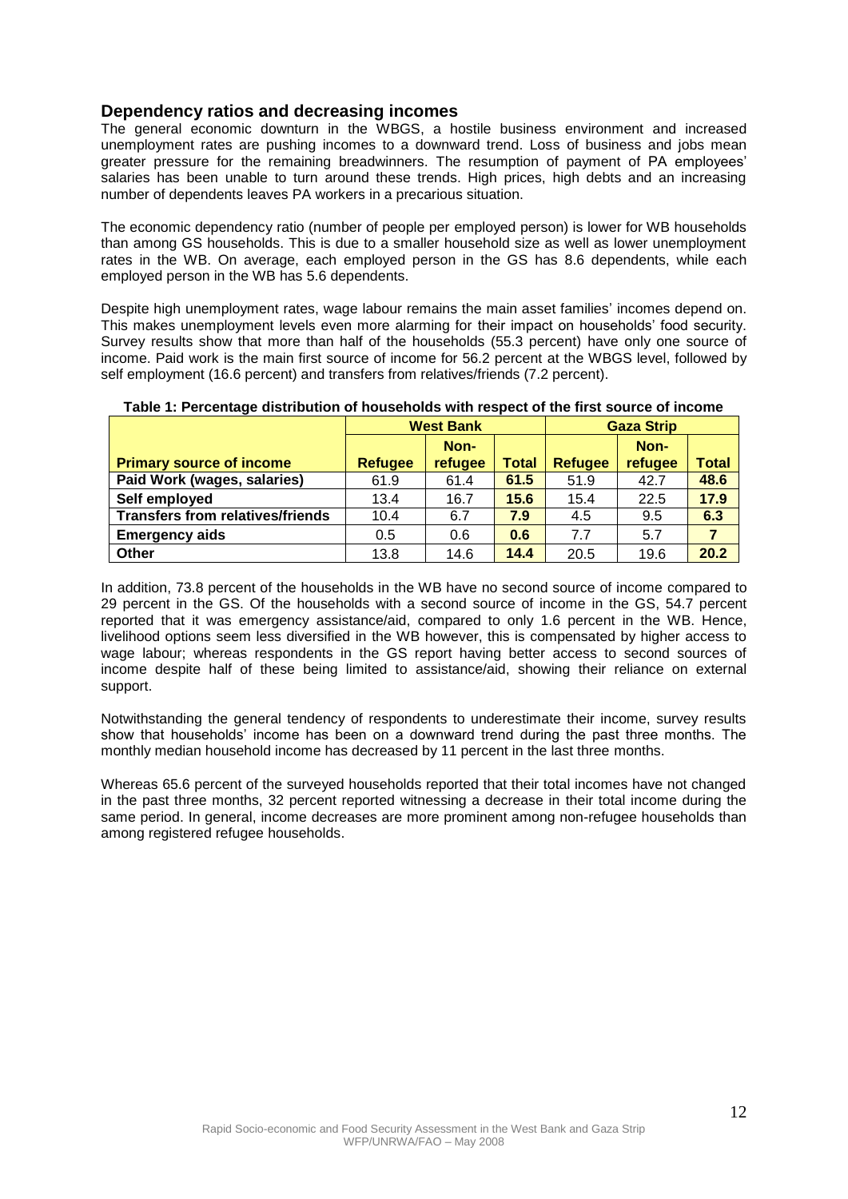## Dependency ratios and decreasing incomes

The general economic downturn in the WBGS, a hostile business environment and increased unemployment rates are pushing incomes to a downward trend. Loss of business and jobs mean greater pressure for the remaining breadwinners. The resumption of payment of PA employees' salaries has been unable to turn around these trends. High prices, high debts and an increasing number of dependents leaves PA workers in a precarious situation.

The economic dependency ratio (number of people per employed person) is lower for WB households than among GS households. This is due to a smaller household size as well as lower unemployment rates in the WB. On average, each employed person in the GS has 8.6 dependents, while each employed person in the WB has 5.6 dependents.

Despite high unemployment rates, wage labour remains the main asset families' incomes depend on. This makes unemployment levels even more alarming for their impact on households' food security. Survey results show that more than half of the households (55.3 percent) have only one source of income. Paid work is the main first source of income for 56.2 percent at the WBGS level, followed by self employment (16.6 percent) and transfers from relatives/friends (7.2 percent).

**Table 1: Percentage distribution of households with respect of the first source of income**

| | West Bank | | | Gaza Strip | | |
|---|---|---|---|---|---|---|
| **Primary source of income** | **Refugee** | **Non-refugee** | **Total** | **Refugee** | **Non-refugee** | **Total** |
| **Paid Work (wages, salaries)** | 61.9 | 61.4 | **61.5** | 51.9 | 42.7 | **48.6** |
| **Self employed** | 13.4 | 16.7 | **15.6** | 15.4 | 22.5 | **17.9** |
| **Transfers from relatives/friends** | 10.4 | 6.7 | **7.9** | 4.5 | 9.5 | **6.3** |
| **Emergency aids** | 0.5 | 0.6 | **0.6** | 7.7 | 5.7 | **7** |
| **Other** | 13.8 | 14.6 | **14.4** | 20.5 | 19.6 | **20.2** |

In addition, 73.8 percent of the households in the WB have no second source of income compared to 29 percent in the GS. Of the households with a second source of income in the GS, 54.7 percent reported that it was emergency assistance/aid, compared to only 1.6 percent in the WB. Hence, livelihood options seem less diversified in the WB however, this is compensated by higher access to wage labour; whereas respondents in the GS report having better access to second sources of income despite half of these being limited to assistance/aid, showing their reliance on external support.

Notwithstanding the general tendency of respondents to underestimate their income, survey results show that households' income has been on a downward trend during the past three months. The monthly median household income has decreased by 11 percent in the last three months.

Whereas 65.6 percent of the surveyed households reported that their total incomes have not changed in the past three months, 32 percent reported witnessing a decrease in their total income during the same period. In general, income decreases are more prominent among non-refugee households than among registered refugee households.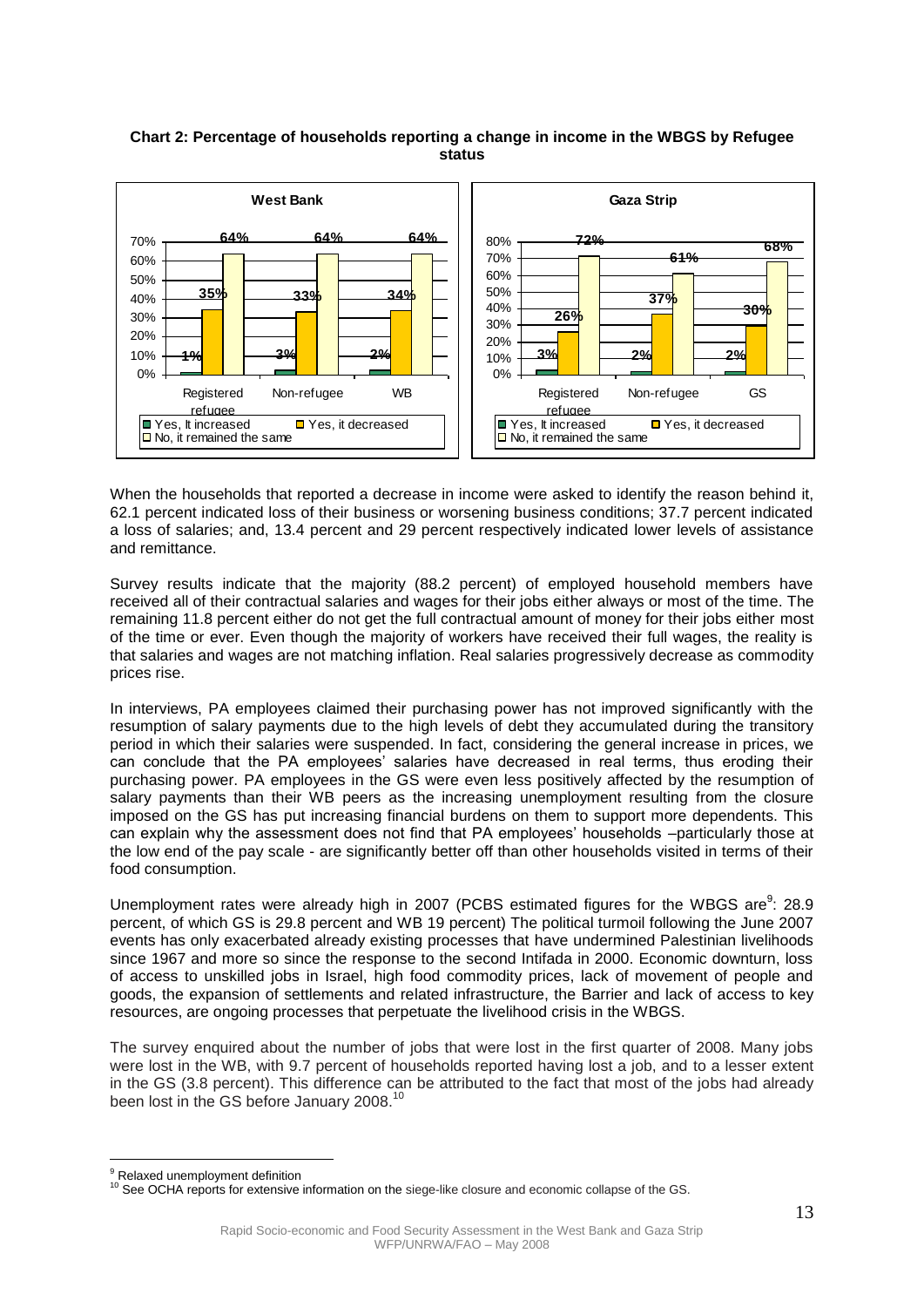**Chart 2: Percentage of households reporting a change in income in the WBGS by Refugee status**

**West Bank**

| | Registered refugee | Non-refugee | WB |
|---|---|---|---|
| Yes, It increased | 1% | 3% | 2% |
| Yes, it decreased | 35% | 33% | 34% |
| No, it remained the same | 64% | 64% | 64% |

**Gaza Strip**

| | Registered refugee | Non-refugee | GS |
|---|---|---|---|
| Yes, It increased | 3% | 2% | 2% |
| Yes, it decreased | 26% | 37% | 30% |
| No, it remained the same | 72% | 61% | 68% |

When the households that reported a decrease in income were asked to identify the reason behind it, 62.1 percent indicated loss of their business or worsening business conditions; 37.7 percent indicated a loss of salaries; and, 13.4 percent and 29 percent respectively indicated lower levels of assistance and remittance.

Survey results indicate that the majority (88.2 percent) of employed household members have received all of their contractual salaries and wages for their jobs either always or most of the time. The remaining 11.8 percent either do not get the full contractual amount of money for their jobs either most of the time or ever. Even though the majority of workers have received their full wages, the reality is that salaries and wages are not matching inflation. Real salaries progressively decrease as commodity prices rise.

In interviews, PA employees claimed their purchasing power has not improved significantly with the resumption of salary payments due to the high levels of debt they accumulated during the transitory period in which their salaries were suspended. In fact, considering the general increase in prices, we can conclude that the PA employees' salaries have decreased in real terms, thus eroding their purchasing power. PA employees in the GS were even less positively affected by the resumption of salary payments than their WB peers as the increasing unemployment resulting from the closure imposed on the GS has put increasing financial burdens on them to support more dependents. This can explain why the assessment does not find that PA employees' households –particularly those at the low end of the pay scale - are significantly better off than other households visited in terms of their food consumption.

Unemployment rates were already high in 2007 (PCBS estimated figures for the WBGS are[9]: 28.9 percent, of which GS is 29.8 percent and WB 19 percent) The political turmoil following the June 2007 events has only exacerbated already existing processes that have undermined Palestinian livelihoods since 1967 and more so since the response to the second Intifada in 2000. Economic downturn, loss of access to unskilled jobs in Israel, high food commodity prices, lack of movement of people and goods, the expansion of settlements and related infrastructure, the Barrier and lack of access to key resources, are ongoing processes that perpetuate the livelihood crisis in the WBGS.

The survey enquired about the number of jobs that were lost in the first quarter of 2008. Many jobs were lost in the WB, with 9.7 percent of households reported having lost a job, and to a lesser extent in the GS (3.8 percent). This difference can be attributed to the fact that most of the jobs had already been lost in the GS before January 2008.[10]

[9] Relaxed unemployment definition

[10] See OCHA reports for extensive information on the siege-like closure and economic collapse of the GS.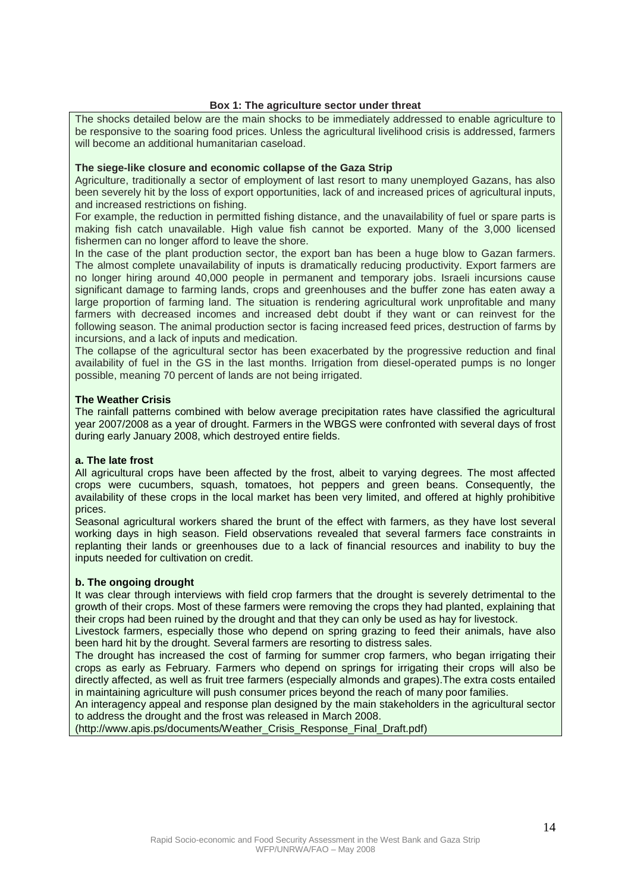**Box 1: The agriculture sector under threat**

The shocks detailed below are the main shocks to be immediately addressed to enable agriculture to be responsive to the soaring food prices. Unless the agricultural livelihood crisis is addressed, farmers will become an additional humanitarian caseload.

**The siege-like closure and economic collapse of the Gaza Strip**

Agriculture, traditionally a sector of employment of last resort to many unemployed Gazans, has also been severely hit by the loss of export opportunities, lack of and increased prices of agricultural inputs, and increased restrictions on fishing.

For example, the reduction in permitted fishing distance, and the unavailability of fuel or spare parts is making fish catch unavailable. High value fish cannot be exported. Many of the 3,000 licensed fishermen can no longer afford to leave the shore.

In the case of the plant production sector, the export ban has been a huge blow to Gazan farmers. The almost complete unavailability of inputs is dramatically reducing productivity. Export farmers are no longer hiring around 40,000 people in permanent and temporary jobs. Israeli incursions cause significant damage to farming lands, crops and greenhouses and the buffer zone has eaten away a large proportion of farming land. The situation is rendering agricultural work unprofitable and many farmers with decreased incomes and increased debt doubt if they want or can reinvest for the following season. The animal production sector is facing increased feed prices, destruction of farms by incursions, and a lack of inputs and medication.

The collapse of the agricultural sector has been exacerbated by the progressive reduction and final availability of fuel in the GS in the last months. Irrigation from diesel-operated pumps is no longer possible, meaning 70 percent of lands are not being irrigated.

**The Weather Crisis**

The rainfall patterns combined with below average precipitation rates have classified the agricultural year 2007/2008 as a year of drought. Farmers in the WBGS were confronted with several days of frost during early January 2008, which destroyed entire fields.

**a. The late frost**

All agricultural crops have been affected by the frost, albeit to varying degrees. The most affected crops were cucumbers, squash, tomatoes, hot peppers and green beans. Consequently, the availability of these crops in the local market has been very limited, and offered at highly prohibitive prices.

Seasonal agricultural workers shared the brunt of the effect with farmers, as they have lost several working days in high season. Field observations revealed that several farmers face constraints in replanting their lands or greenhouses due to a lack of financial resources and inability to buy the inputs needed for cultivation on credit.

**b. The ongoing drought**

It was clear through interviews with field crop farmers that the drought is severely detrimental to the growth of their crops. Most of these farmers were removing the crops they had planted, explaining that their crops had been ruined by the drought and that they can only be used as hay for livestock.

Livestock farmers, especially those who depend on spring grazing to feed their animals, have also been hard hit by the drought. Several farmers are resorting to distress sales.

The drought has increased the cost of farming for summer crop farmers, who began irrigating their crops as early as February. Farmers who depend on springs for irrigating their crops will also be directly affected, as well as fruit tree farmers (especially almonds and grapes).The extra costs entailed in maintaining agriculture will push consumer prices beyond the reach of many poor families.

An interagency appeal and response plan designed by the main stakeholders in the agricultural sector to address the drought and the frost was released in March 2008.

(http://www.apis.ps/documents/Weather_Crisis_Response_Final_Draft.pdf)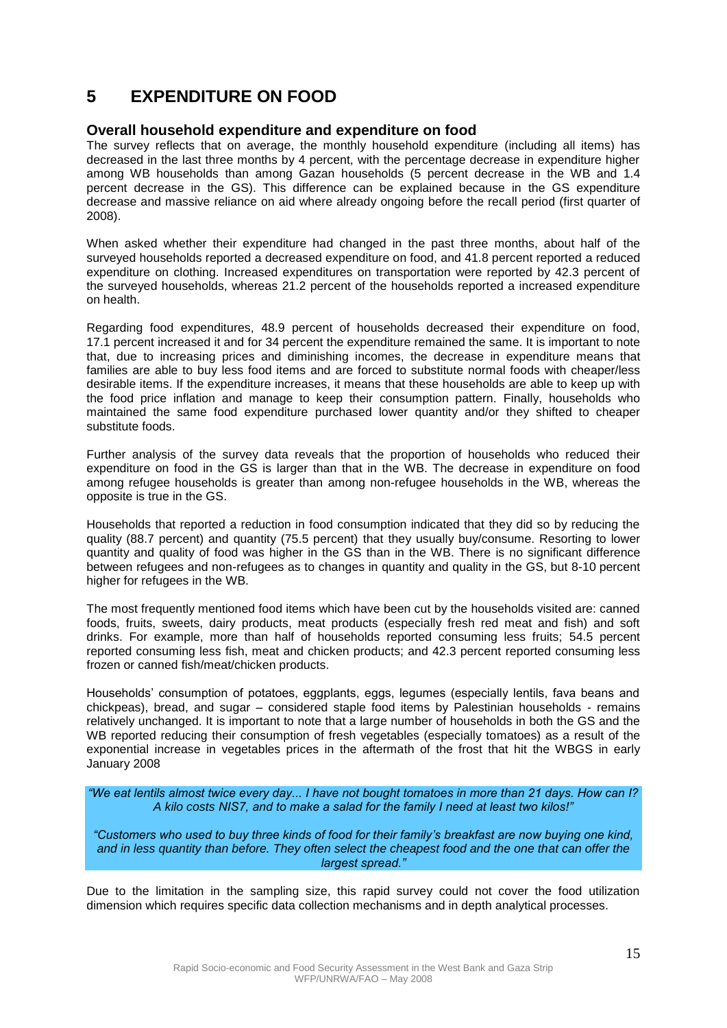# 5 EXPENDITURE ON FOOD

## Overall household expenditure and expenditure on food

The survey reflects that on average, the monthly household expenditure (including all items) has decreased in the last three months by 4 percent, with the percentage decrease in expenditure higher among WB households than among Gazan households (5 percent decrease in the WB and 1.4 percent decrease in the GS). This difference can be explained because in the GS expenditure decrease and massive reliance on aid where already ongoing before the recall period (first quarter of 2008).

When asked whether their expenditure had changed in the past three months, about half of the surveyed households reported a decreased expenditure on food, and 41.8 percent reported a reduced expenditure on clothing. Increased expenditures on transportation were reported by 42.3 percent of the surveyed households, whereas 21.2 percent of the households reported a increased expenditure on health.

Regarding food expenditures, 48.9 percent of households decreased their expenditure on food, 17.1 percent increased it and for 34 percent the expenditure remained the same. It is important to note that, due to increasing prices and diminishing incomes, the decrease in expenditure means that families are able to buy less food items and are forced to substitute normal foods with cheaper/less desirable items. If the expenditure increases, it means that these households are able to keep up with the food price inflation and manage to keep their consumption pattern. Finally, households who maintained the same food expenditure purchased lower quantity and/or they shifted to cheaper substitute foods.

Further analysis of the survey data reveals that the proportion of households who reduced their expenditure on food in the GS is larger than that in the WB. The decrease in expenditure on food among refugee households is greater than among non-refugee households in the WB, whereas the opposite is true in the GS.

Households that reported a reduction in food consumption indicated that they did so by reducing the quality (88.7 percent) and quantity (75.5 percent) that they usually buy/consume. Resorting to lower quantity and quality of food was higher in the GS than in the WB. There is no significant difference between refugees and non-refugees as to changes in quantity and quality in the GS, but 8-10 percent higher for refugees in the WB.

The most frequently mentioned food items which have been cut by the households visited are: canned foods, fruits, sweets, dairy products, meat products (especially fresh red meat and fish) and soft drinks. For example, more than half of households reported consuming less fruits; 54.5 percent reported consuming less fish, meat and chicken products; and 42.3 percent reported consuming less frozen or canned fish/meat/chicken products.

Households' consumption of potatoes, eggplants, eggs, legumes (especially lentils, fava beans and chickpeas), bread, and sugar – considered staple food items by Palestinian households - remains relatively unchanged. It is important to note that a large number of households in both the GS and the WB reported reducing their consumption of fresh vegetables (especially tomatoes) as a result of the exponential increase in vegetables prices in the aftermath of the frost that hit the WBGS in early January 2008

> *"We eat lentils almost twice every day... I have not bought tomatoes in more than 21 days. How can I? A kilo costs NIS7, and to make a salad for the family I need at least two kilos!"*
>
> *"Customers who used to buy three kinds of food for their family's breakfast are now buying one kind, and in less quantity than before. They often select the cheapest food and the one that can offer the largest spread."*

Due to the limitation in the sampling size, this rapid survey could not cover the food utilization dimension which requires specific data collection mechanisms and in depth analytical processes.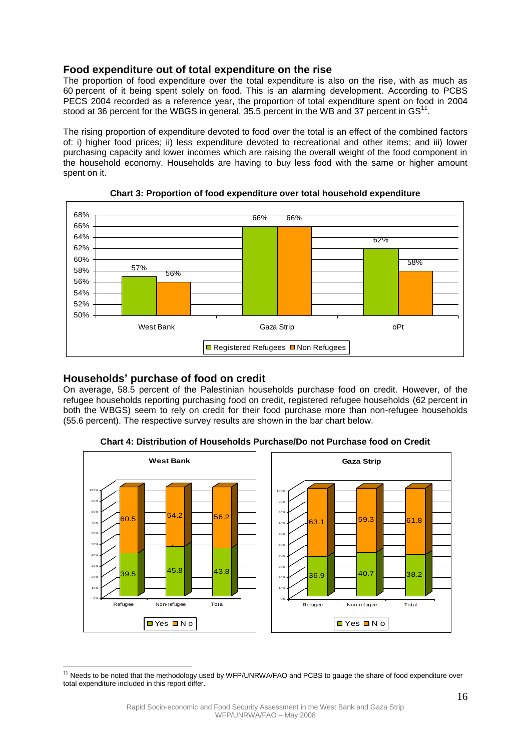## Food expenditure out of total expenditure on the rise

The proportion of food expenditure over the total expenditure is also on the rise, with as much as 60 percent of it being spent solely on food. This is an alarming development. According to PCBS PECS 2004 recorded as a reference year, the proportion of total expenditure spent on food in 2004 stood at 36 percent for the WBGS in general, 35.5 percent in the WB and 37 percent in GS[11].

The rising proportion of expenditure devoted to food over the total is an effect of the combined factors of: i) higher food prices; ii) less expenditure devoted to recreational and other items; and iii) lower purchasing capacity and lower incomes which are raising the overall weight of the food component in the household economy. Households are having to buy less food with the same or higher amount spent on it.

**Chart 3: Proportion of food expenditure over total household expenditure**

| | Registered Refugees | Non Refugees |
|---|---|---|
| West Bank | 57% | 56% |
| Gaza Strip | 66% | 66% |
| oPt | 62% | 58% |

## Households' purchase of food on credit

On average, 58.5 percent of the Palestinian households purchase food on credit. However, of the refugee households reporting purchasing food on credit, registered refugee households (62 percent in both the WBGS) seem to rely on credit for their food purchase more than non-refugee households (55.6 percent). The respective survey results are shown in the bar chart below.

**Chart 4: Distribution of Households Purchase/Do not Purchase food on Credit**

**West Bank**

| | Refugee | Non-refugee | Total |
|---|---|---|---|
| Yes | 39.5 | 45.8 | 43.8 |
| No | 60.5 | 54.2 | 56.2 |

**Gaza Strip**

| | Refugee | Non-refugee | Total |
|---|---|---|---|
| Yes | 36.9 | 40.7 | 38.2 |
| No | 63.1 | 59.3 | 61.8 |

---

[11] Needs to be noted that the methodology used by WFP/UNRWA/FAO and PCBS to gauge the share of food expenditure over total expenditure included in this report differ.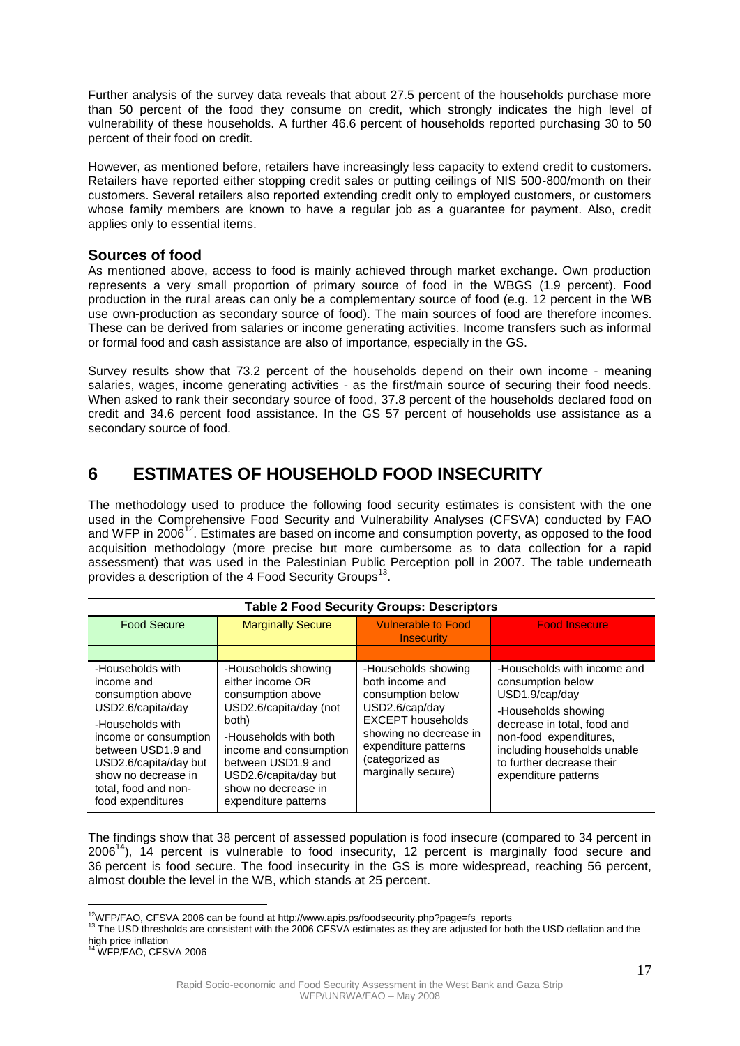Further analysis of the survey data reveals that about 27.5 percent of the households purchase more than 50 percent of the food they consume on credit, which strongly indicates the high level of vulnerability of these households. A further 46.6 percent of households reported purchasing 30 to 50 percent of their food on credit.

However, as mentioned before, retailers have increasingly less capacity to extend credit to customers. Retailers have reported either stopping credit sales or putting ceilings of NIS 500-800/month on their customers. Several retailers also reported extending credit only to employed customers, or customers whose family members are known to have a regular job as a guarantee for payment. Also, credit applies only to essential items.

### Sources of food

As mentioned above, access to food is mainly achieved through market exchange. Own production represents a very small proportion of primary source of food in the WBGS (1.9 percent). Food production in the rural areas can only be a complementary source of food (e.g. 12 percent in the WB use own-production as secondary source of food). The main sources of food are therefore incomes. These can be derived from salaries or income generating activities. Income transfers such as informal or formal food and cash assistance are also of importance, especially in the GS.

Survey results show that 73.2 percent of the households depend on their own income - meaning salaries, wages, income generating activities - as the first/main source of securing their food needs. When asked to rank their secondary source of food, 37.8 percent of the households declared food on credit and 34.6 percent food assistance. In the GS 57 percent of households use assistance as a secondary source of food.

# 6 ESTIMATES OF HOUSEHOLD FOOD INSECURITY

The methodology used to produce the following food security estimates is consistent with the one used in the Comprehensive Food Security and Vulnerability Analyses (CFSVA) conducted by FAO and WFP in 2006[12]. Estimates are based on income and consumption poverty, as opposed to the food acquisition methodology (more precise but more cumbersome as to data collection for a rapid assessment) that was used in the Palestinian Public Perception poll in 2007. The table underneath provides a description of the 4 Food Security Groups[13].

**Table 2 Food Security Groups: Descriptors**

| Food Secure | Marginally Secure | Vulnerable to Food Insecurity | Food Insecure |
|---|---|---|---|
| -Households with income and consumption above USD2.6/capita/day<br>-Households with income or consumption between USD1.9 and USD2.6/capita/day but show no decrease in total, food and non-food expenditures | -Households showing either income OR consumption above USD2.6/capita/day (not both)<br>-Households with both income and consumption between USD1.9 and USD2.6/capita/day but show no decrease in expenditure patterns | -Households showing both income and consumption below USD2.6/cap/day EXCEPT households showing no decrease in expenditure patterns (categorized as marginally secure) | -Households with income and consumption below USD1.9/cap/day<br>-Households showing decrease in total, food and non-food expenditures, including households unable to further decrease their expenditure patterns |

The findings show that 38 percent of assessed population is food insecure (compared to 34 percent in 2006[14]), 14 percent is vulnerable to food insecurity, 12 percent is marginally food secure and 36 percent is food secure. The food insecurity in the GS is more widespread, reaching 56 percent, almost double the level in the WB, which stands at 25 percent.

---

[12] WFP/FAO, CFSVA 2006 can be found at http://www.apis.ps/foodsecurity.php?page=fs_reports

[13] The USD thresholds are consistent with the 2006 CFSVA estimates as they are adjusted for both the USD deflation and the high price inflation

[14] WFP/FAO, CFSVA 2006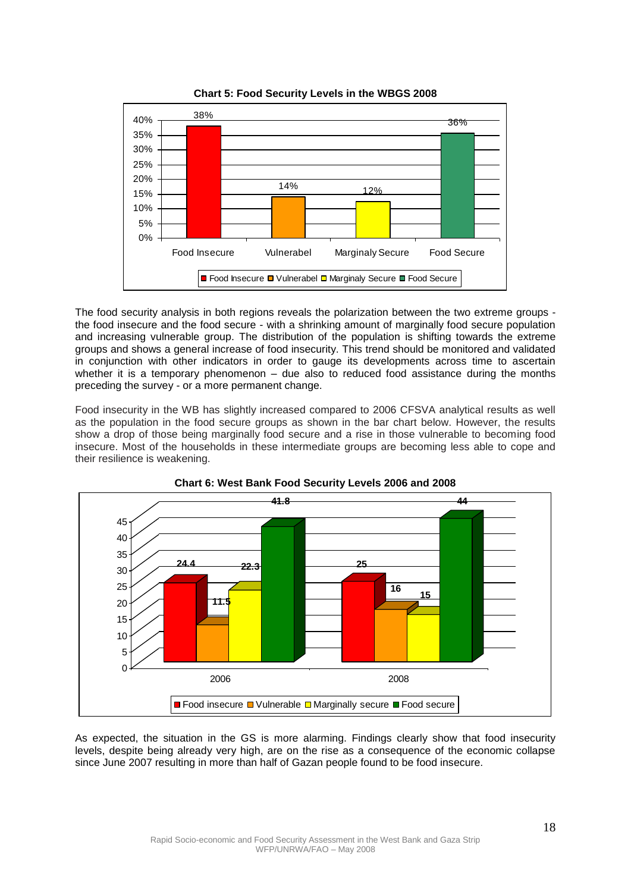**Chart 5: Food Security Levels in the WBGS 2008**

| | Food Insecure | Vulnerabel | Marginaly Secure | Food Secure |
|---|---|---|---|---|
| WBGS 2008 | 38% | 14% | 12% | 36% |

The food security analysis in both regions reveals the polarization between the two extreme groups - the food insecure and the food secure - with a shrinking amount of marginally food secure population and increasing vulnerable group. The distribution of the population is shifting towards the extreme groups and shows a general increase of food insecurity. This trend should be monitored and validated in conjunction with other indicators in order to gauge its developments across time to ascertain whether it is a temporary phenomenon – due also to reduced food assistance during the months preceding the survey - or a more permanent change.

Food insecurity in the WB has slightly increased compared to 2006 CFSVA analytical results as well as the population in the food secure groups as shown in the bar chart below. However, the results show a drop of those being marginally food secure and a rise in those vulnerable to becoming food insecure. Most of the households in these intermediate groups are becoming less able to cope and their resilience is weakening.

**Chart 6: West Bank Food Security Levels 2006 and 2008**

| | Food insecure | Vulnerable | Marginally secure | Food secure |
|---|---|---|---|---|
| 2006 | 24.4 | 11.5 | 22.3 | 41.8 |
| 2008 | 25 | 16 | 15 | 44 |

As expected, the situation in the GS is more alarming. Findings clearly show that food insecurity levels, despite being already very high, are on the rise as a consequence of the economic collapse since June 2007 resulting in more than half of Gazan people found to be food insecure.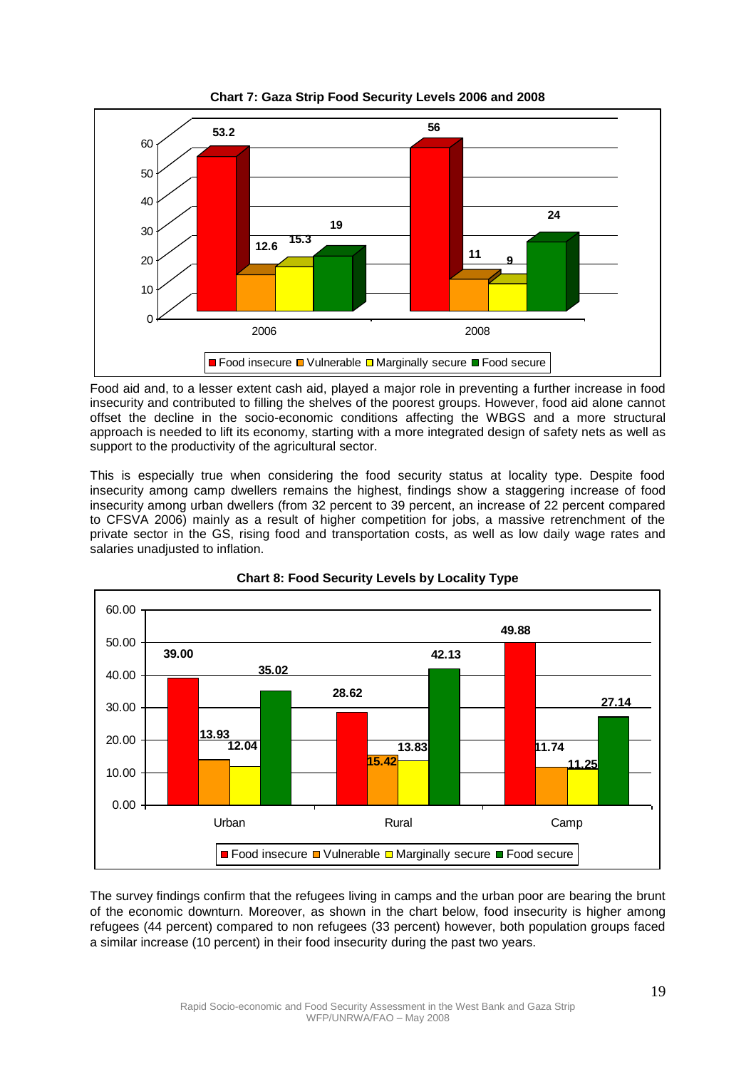**Chart 7: Gaza Strip Food Security Levels 2006 and 2008**

| | Food insecure | Vulnerable | Marginally secure | Food secure |
|---|---|---|---|---|
| 2006 | 53.2 | 12.6 | 15.3 | 19 |
| 2008 | 56 | 11 | 9 | 24 |

Food aid and, to a lesser extent cash aid, played a major role in preventing a further increase in food insecurity and contributed to filling the shelves of the poorest groups. However, food aid alone cannot offset the decline in the socio-economic conditions affecting the WBGS and a more structural approach is needed to lift its economy, starting with a more integrated design of safety nets as well as support to the productivity of the agricultural sector.

This is especially true when considering the food security status at locality type. Despite food insecurity among camp dwellers remains the highest, findings show a staggering increase of food insecurity among urban dwellers (from 32 percent to 39 percent, an increase of 22 percent compared to CFSVA 2006) mainly as a result of higher competition for jobs, a massive retrenchment of the private sector in the GS, rising food and transportation costs, as well as low daily wage rates and salaries unadjusted to inflation.

**Chart 8: Food Security Levels by Locality Type**

| | Food insecure | Vulnerable | Marginally secure | Food secure |
|---|---|---|---|---|
| Urban | 39.00 | 13.93 | 12.04 | 35.02 |
| Rural | 28.62 | 15.42 | 13.83 | 42.13 |
| Camp | 49.88 | 11.74 | 11.25 | 27.14 |

The survey findings confirm that the refugees living in camps and the urban poor are bearing the brunt of the economic downturn. Moreover, as shown in the chart below, food insecurity is higher among refugees (44 percent) compared to non refugees (33 percent) however, both population groups faced a similar increase (10 percent) in their food insecurity during the past two years.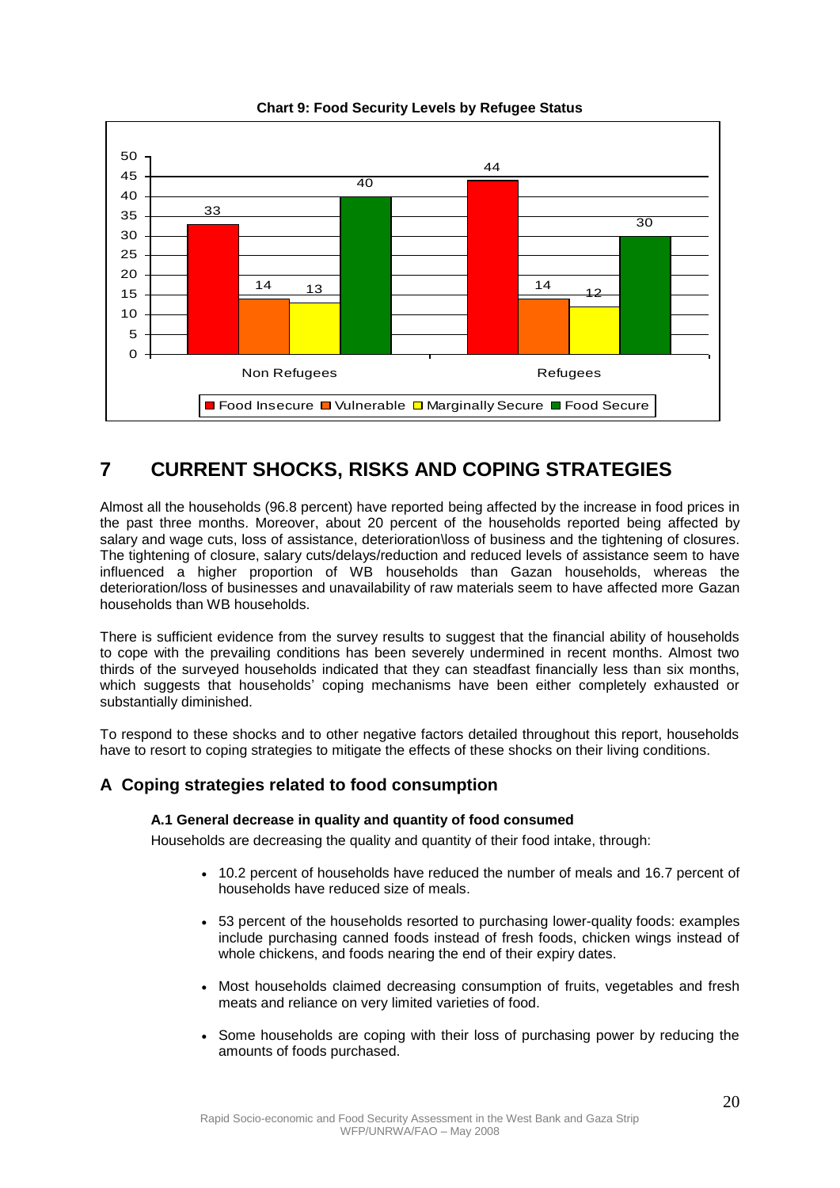**Chart 9: Food Security Levels by Refugee Status**

| | Food Insecure | Vulnerable | Marginally Secure | Food Secure |
|---|---|---|---|---|
| Non Refugees | 33 | 14 | 13 | 40 |
| Refugees | 44 | 14 | 12 | 30 |

# 7 CURRENT SHOCKS, RISKS AND COPING STRATEGIES

Almost all the households (96.8 percent) have reported being affected by the increase in food prices in the past three months. Moreover, about 20 percent of the households reported being affected by salary and wage cuts, loss of assistance, deterioration\loss of business and the tightening of closures. The tightening of closure, salary cuts/delays/reduction and reduced levels of assistance seem to have influenced a higher proportion of WB households than Gazan households, whereas the deterioration/loss of businesses and unavailability of raw materials seem to have affected more Gazan households than WB households.

There is sufficient evidence from the survey results to suggest that the financial ability of households to cope with the prevailing conditions has been severely undermined in recent months. Almost two thirds of the surveyed households indicated that they can steadfast financially less than six months, which suggests that households' coping mechanisms have been either completely exhausted or substantially diminished.

To respond to these shocks and to other negative factors detailed throughout this report, households have to resort to coping strategies to mitigate the effects of these shocks on their living conditions.

## A Coping strategies related to food consumption

### A.1 General decrease in quality and quantity of food consumed

Households are decreasing the quality and quantity of their food intake, through:

- 10.2 percent of households have reduced the number of meals and 16.7 percent of households have reduced size of meals.
- 53 percent of the households resorted to purchasing lower-quality foods: examples include purchasing canned foods instead of fresh foods, chicken wings instead of whole chickens, and foods nearing the end of their expiry dates.
- Most households claimed decreasing consumption of fruits, vegetables and fresh meats and reliance on very limited varieties of food.
- Some households are coping with their loss of purchasing power by reducing the amounts of foods purchased.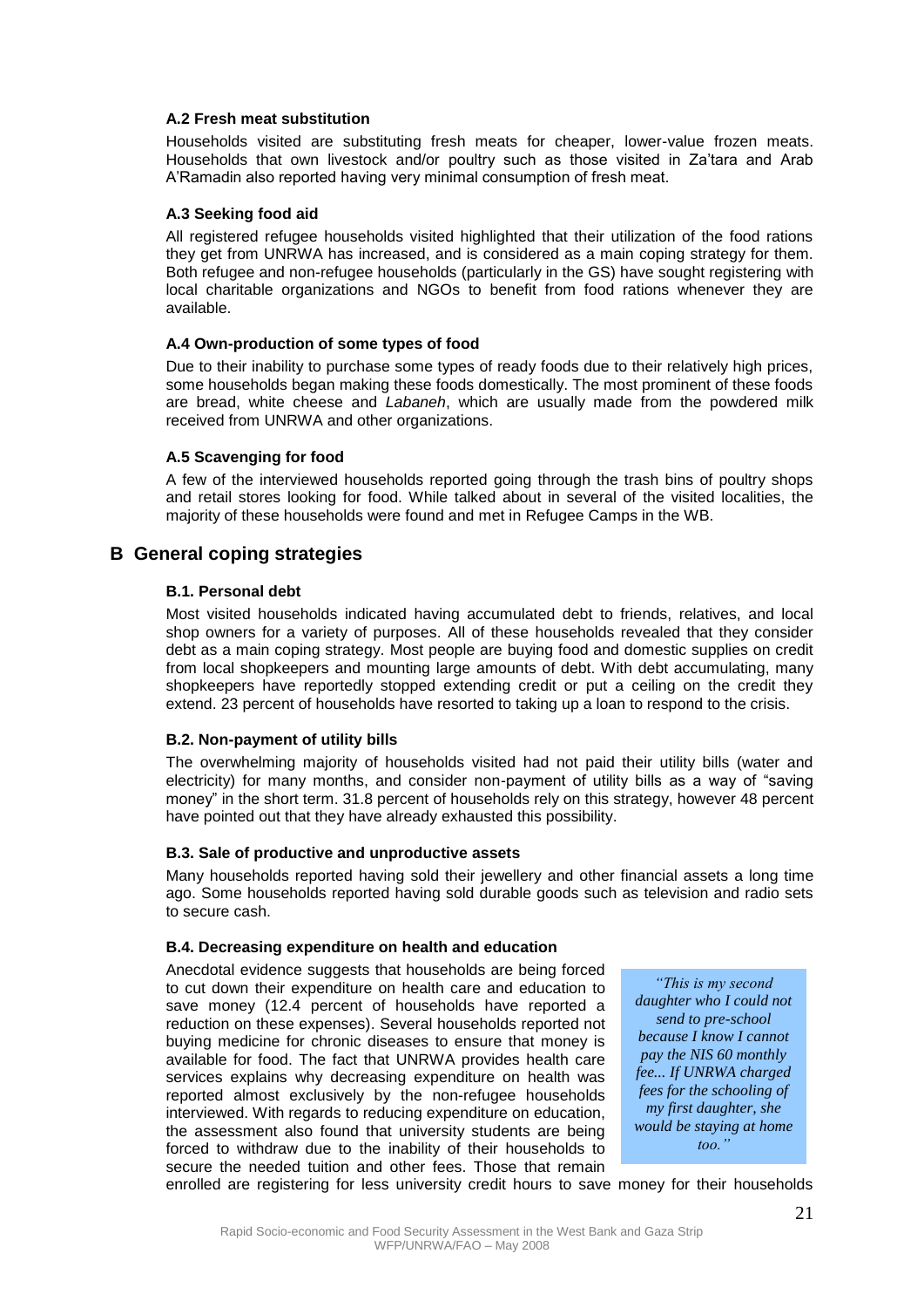### A.2 Fresh meat substitution

Households visited are substituting fresh meats for cheaper, lower-value frozen meats. Households that own livestock and/or poultry such as those visited in Za'tara and Arab A'Ramadin also reported having very minimal consumption of fresh meat.

### A.3 Seeking food aid

All registered refugee households visited highlighted that their utilization of the food rations they get from UNRWA has increased, and is considered as a main coping strategy for them. Both refugee and non-refugee households (particularly in the GS) have sought registering with local charitable organizations and NGOs to benefit from food rations whenever they are available.

### A.4 Own-production of some types of food

Due to their inability to purchase some types of ready foods due to their relatively high prices, some households began making these foods domestically. The most prominent of these foods are bread, white cheese and *Labaneh*, which are usually made from the powdered milk received from UNRWA and other organizations.

### A.5 Scavenging for food

A few of the interviewed households reported going through the trash bins of poultry shops and retail stores looking for food. While talked about in several of the visited localities, the majority of these households were found and met in Refugee Camps in the WB.

## B General coping strategies

### B.1. Personal debt

Most visited households indicated having accumulated debt to friends, relatives, and local shop owners for a variety of purposes. All of these households revealed that they consider debt as a main coping strategy. Most people are buying food and domestic supplies on credit from local shopkeepers and mounting large amounts of debt. With debt accumulating, many shopkeepers have reportedly stopped extending credit or put a ceiling on the credit they extend. 23 percent of households have resorted to taking up a loan to respond to the crisis.

### B.2. Non-payment of utility bills

The overwhelming majority of households visited had not paid their utility bills (water and electricity) for many months, and consider non-payment of utility bills as a way of "saving money" in the short term. 31.8 percent of households rely on this strategy, however 48 percent have pointed out that they have already exhausted this possibility.

### B.3. Sale of productive and unproductive assets

Many households reported having sold their jewellery and other financial assets a long time ago. Some households reported having sold durable goods such as television and radio sets to secure cash.

### B.4. Decreasing expenditure on health and education

*"This is my second daughter who I could not send to pre-school because I know I cannot pay the NIS 60 monthly fee... If UNRWA charged fees for the schooling of my first daughter, she would be staying at home too."*

Anecdotal evidence suggests that households are being forced to cut down their expenditure on health care and education to save money (12.4 percent of households have reported a reduction on these expenses). Several households reported not buying medicine for chronic diseases to ensure that money is available for food. The fact that UNRWA provides health care services explains why decreasing expenditure on health was reported almost exclusively by the non-refugee households interviewed. With regards to reducing expenditure on education, the assessment also found that university students are being forced to withdraw due to the inability of their households to secure the needed tuition and other fees. Those that remain enrolled are registering for less university credit hours to save money for their households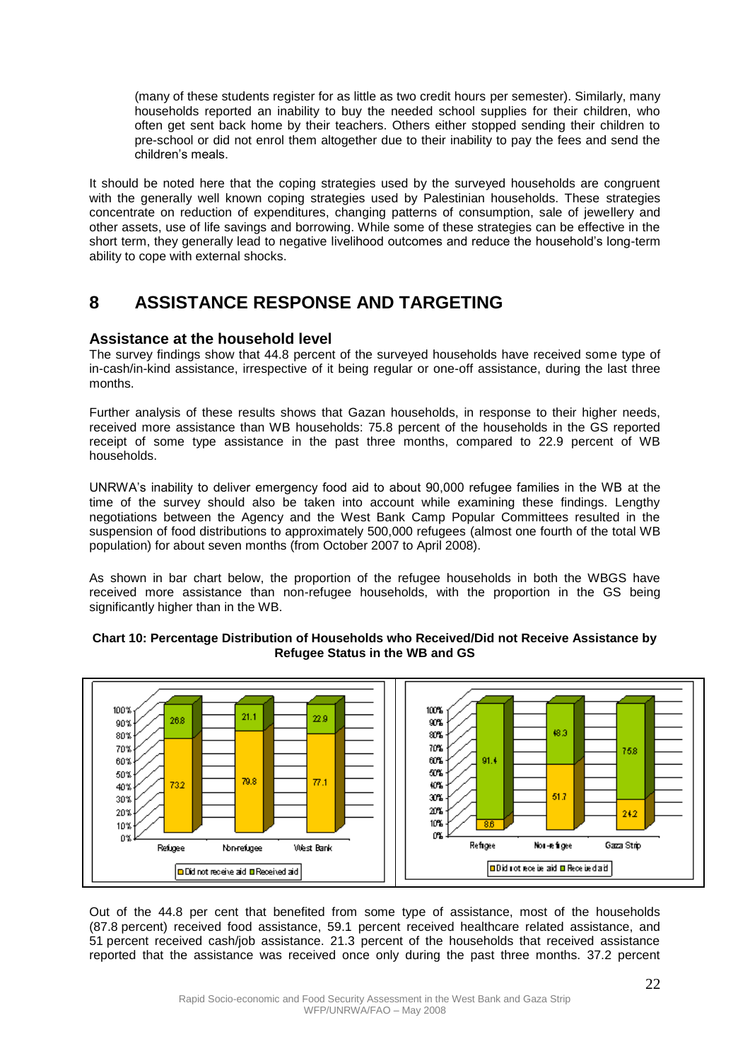(many of these students register for as little as two credit hours per semester). Similarly, many households reported an inability to buy the needed school supplies for their children, who often get sent back home by their teachers. Others either stopped sending their children to pre-school or did not enrol them altogether due to their inability to pay the fees and send the children's meals.

It should be noted here that the coping strategies used by the surveyed households are congruent with the generally well known coping strategies used by Palestinian households. These strategies concentrate on reduction of expenditures, changing patterns of consumption, sale of jewellery and other assets, use of life savings and borrowing. While some of these strategies can be effective in the short term, they generally lead to negative livelihood outcomes and reduce the household's long-term ability to cope with external shocks.

# 8 ASSISTANCE RESPONSE AND TARGETING

## Assistance at the household level

The survey findings show that 44.8 percent of the surveyed households have received some type of in-cash/in-kind assistance, irrespective of it being regular or one-off assistance, during the last three months.

Further analysis of these results shows that Gazan households, in response to their higher needs, received more assistance than WB households: 75.8 percent of the households in the GS reported receipt of some type assistance in the past three months, compared to 22.9 percent of WB households.

UNRWA's inability to deliver emergency food aid to about 90,000 refugee families in the WB at the time of the survey should also be taken into account while examining these findings. Lengthy negotiations between the Agency and the West Bank Camp Popular Committees resulted in the suspension of food distributions to approximately 500,000 refugees (almost one fourth of the total WB population) for about seven months (from October 2007 to April 2008).

As shown in bar chart below, the proportion of the refugee households in both the WBGS have received more assistance than non-refugee households, with the proportion in the GS being significantly higher than in the WB.

**Chart 10: Percentage Distribution of Households who Received/Did not Receive Assistance by Refugee Status in the WB and GS**

| | Refugee | Non-refugee | West Bank |
|---|---|---|---|
| Did not receive aid | 73.2 | 79.8 | 77.1 |
| Received aid | 26.8 | 21.1 | 22.9 |

| | Refugee | Non-refugee | Gaza Strip |
|---|---|---|---|
| Did not receive aid | 8.6 | 51.7 | 24.2 |
| Received aid | 91.4 | 48.3 | 75.8 |

Out of the 44.8 per cent that benefited from some type of assistance, most of the households (87.8 percent) received food assistance, 59.1 percent received healthcare related assistance, and 51 percent received cash/job assistance. 21.3 percent of the households that received assistance reported that the assistance was received once only during the past three months. 37.2 percent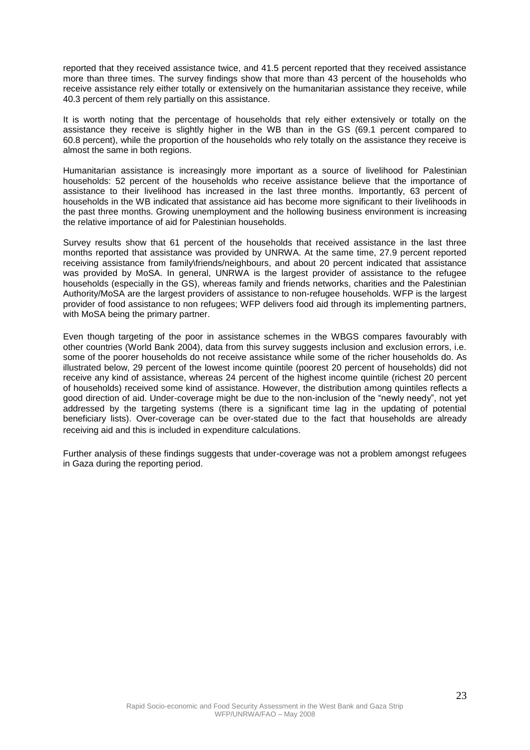reported that they received assistance twice, and 41.5 percent reported that they received assistance more than three times. The survey findings show that more than 43 percent of the households who receive assistance rely either totally or extensively on the humanitarian assistance they receive, while 40.3 percent of them rely partially on this assistance.

It is worth noting that the percentage of households that rely either extensively or totally on the assistance they receive is slightly higher in the WB than in the GS (69.1 percent compared to 60.8 percent), while the proportion of the households who rely totally on the assistance they receive is almost the same in both regions.

Humanitarian assistance is increasingly more important as a source of livelihood for Palestinian households: 52 percent of the households who receive assistance believe that the importance of assistance to their livelihood has increased in the last three months. Importantly, 63 percent of households in the WB indicated that assistance aid has become more significant to their livelihoods in the past three months. Growing unemployment and the hollowing business environment is increasing the relative importance of aid for Palestinian households.

Survey results show that 61 percent of the households that received assistance in the last three months reported that assistance was provided by UNRWA. At the same time, 27.9 percent reported receiving assistance from family\friends/neighbours, and about 20 percent indicated that assistance was provided by MoSA. In general, UNRWA is the largest provider of assistance to the refugee households (especially in the GS), whereas family and friends networks, charities and the Palestinian Authority/MoSA are the largest providers of assistance to non-refugee households. WFP is the largest provider of food assistance to non refugees; WFP delivers food aid through its implementing partners, with MoSA being the primary partner.

Even though targeting of the poor in assistance schemes in the WBGS compares favourably with other countries (World Bank 2004), data from this survey suggests inclusion and exclusion errors, i.e. some of the poorer households do not receive assistance while some of the richer households do. As illustrated below, 29 percent of the lowest income quintile (poorest 20 percent of households) did not receive any kind of assistance, whereas 24 percent of the highest income quintile (richest 20 percent of households) received some kind of assistance. However, the distribution among quintiles reflects a good direction of aid. Under-coverage might be due to the non-inclusion of the "newly needy", not yet addressed by the targeting systems (there is a significant time lag in the updating of potential beneficiary lists). Over-coverage can be over-stated due to the fact that households are already receiving aid and this is included in expenditure calculations.

Further analysis of these findings suggests that under-coverage was not a problem amongst refugees in Gaza during the reporting period.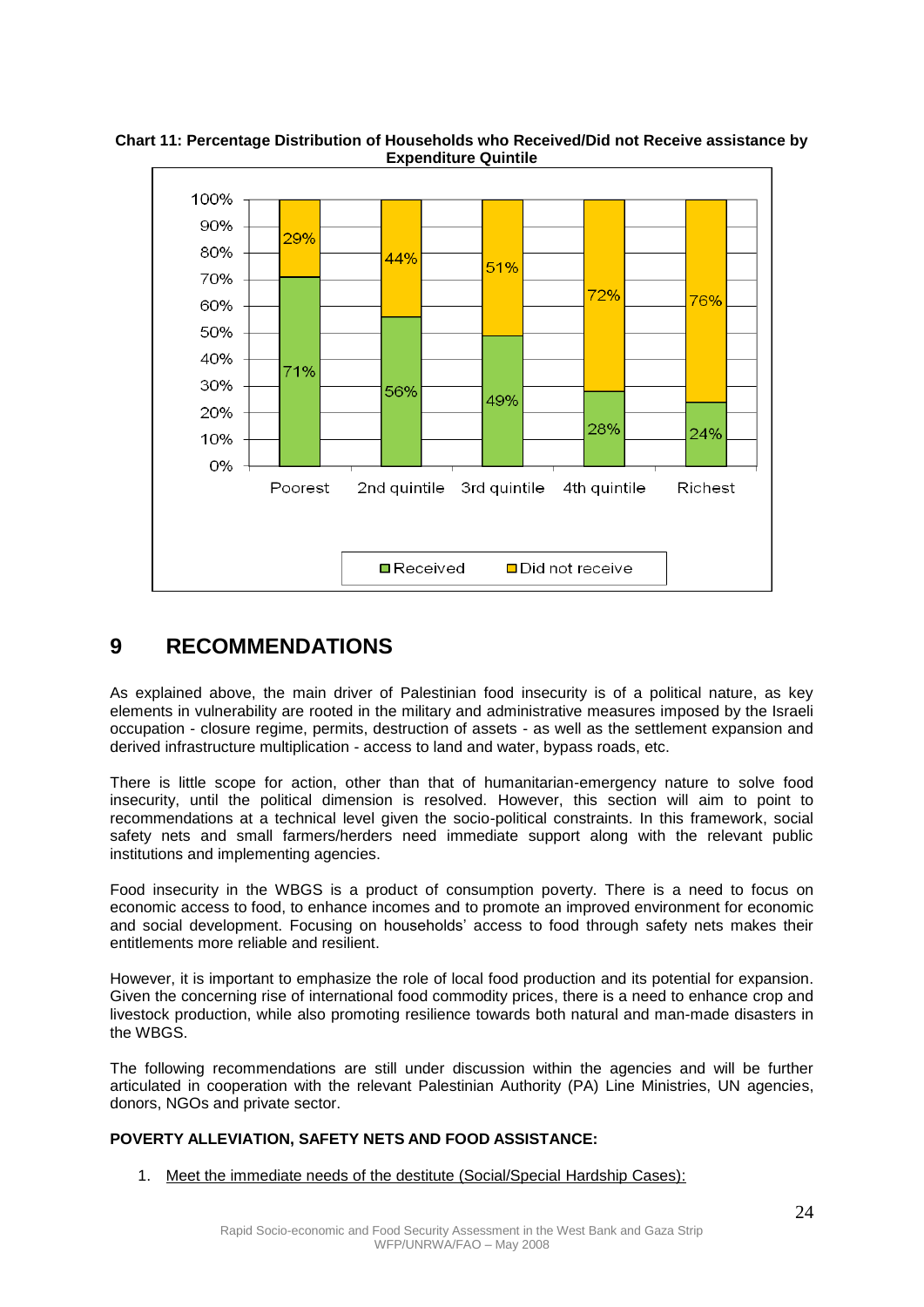**Chart 11: Percentage Distribution of Households who Received/Did not Receive assistance by Expenditure Quintile**

| | Poorest | 2nd quintile | 3rd quintile | 4th quintile | Richest |
|---|---|---|---|---|---|
| Received | 71% | 56% | 49% | 28% | 24% |
| Did not receive | 29% | 44% | 51% | 72% | 76% |

# 9 RECOMMENDATIONS

As explained above, the main driver of Palestinian food insecurity is of a political nature, as key elements in vulnerability are rooted in the military and administrative measures imposed by the Israeli occupation - closure regime, permits, destruction of assets - as well as the settlement expansion and derived infrastructure multiplication - access to land and water, bypass roads, etc.

There is little scope for action, other than that of humanitarian-emergency nature to solve food insecurity, until the political dimension is resolved. However, this section will aim to point to recommendations at a technical level given the socio-political constraints. In this framework, social safety nets and small farmers/herders need immediate support along with the relevant public institutions and implementing agencies.

Food insecurity in the WBGS is a product of consumption poverty. There is a need to focus on economic access to food, to enhance incomes and to promote an improved environment for economic and social development. Focusing on households' access to food through safety nets makes their entitlements more reliable and resilient.

However, it is important to emphasize the role of local food production and its potential for expansion. Given the concerning rise of international food commodity prices, there is a need to enhance crop and livestock production, while also promoting resilience towards both natural and man-made disasters in the WBGS.

The following recommendations are still under discussion within the agencies and will be further articulated in cooperation with the relevant Palestinian Authority (PA) Line Ministries, UN agencies, donors, NGOs and private sector.

**POVERTY ALLEVIATION, SAFETY NETS AND FOOD ASSISTANCE:**

1. Meet the immediate needs of the destitute (Social/Special Hardship Cases):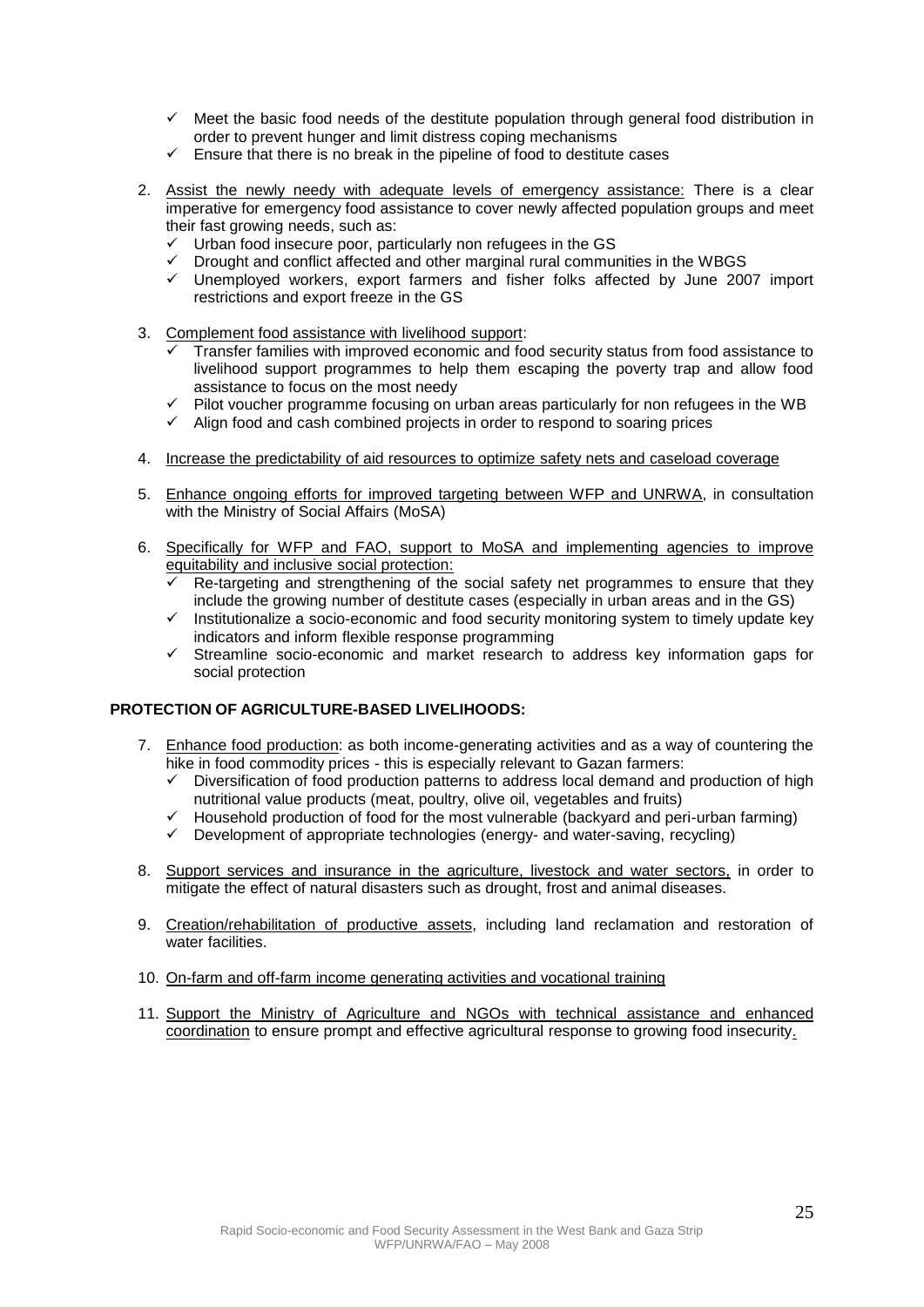- ✓ Meet the basic food needs of the destitute population through general food distribution in order to prevent hunger and limit distress coping mechanisms
- ✓ Ensure that there is no break in the pipeline of food to destitute cases

2. Assist the newly needy with adequate levels of emergency assistance: There is a clear imperative for emergency food assistance to cover newly affected population groups and meet their fast growing needs, such as:
   - ✓ Urban food insecure poor, particularly non refugees in the GS
   - ✓ Drought and conflict affected and other marginal rural communities in the WBGS
   - ✓ Unemployed workers, export farmers and fisher folks affected by June 2007 import restrictions and export freeze in the GS

3. Complement food assistance with livelihood support:
   - ✓ Transfer families with improved economic and food security status from food assistance to livelihood support programmes to help them escaping the poverty trap and allow food assistance to focus on the most needy
   - ✓ Pilot voucher programme focusing on urban areas particularly for non refugees in the WB
   - ✓ Align food and cash combined projects in order to respond to soaring prices

4. Increase the predictability of aid resources to optimize safety nets and caseload coverage

5. Enhance ongoing efforts for improved targeting between WFP and UNRWA, in consultation with the Ministry of Social Affairs (MoSA)

6. Specifically for WFP and FAO, support to MoSA and implementing agencies to improve equitability and inclusive social protection:
   - ✓ Re-targeting and strengthening of the social safety net programmes to ensure that they include the growing number of destitute cases (especially in urban areas and in the GS)
   - ✓ Institutionalize a socio-economic and food security monitoring system to timely update key indicators and inform flexible response programming
   - ✓ Streamline socio-economic and market research to address key information gaps for social protection

**PROTECTION OF AGRICULTURE-BASED LIVELIHOODS:**

7. Enhance food production: as both income-generating activities and as a way of countering the hike in food commodity prices - this is especially relevant to Gazan farmers:
   - ✓ Diversification of food production patterns to address local demand and production of high nutritional value products (meat, poultry, olive oil, vegetables and fruits)
   - ✓ Household production of food for the most vulnerable (backyard and peri-urban farming)
   - ✓ Development of appropriate technologies (energy- and water-saving, recycling)

8. Support services and insurance in the agriculture, livestock and water sectors, in order to mitigate the effect of natural disasters such as drought, frost and animal diseases.

9. Creation/rehabilitation of productive assets, including land reclamation and restoration of water facilities.

10. On-farm and off-farm income generating activities and vocational training

11. Support the Ministry of Agriculture and NGOs with technical assistance and enhanced coordination to ensure prompt and effective agricultural response to growing food insecurity.